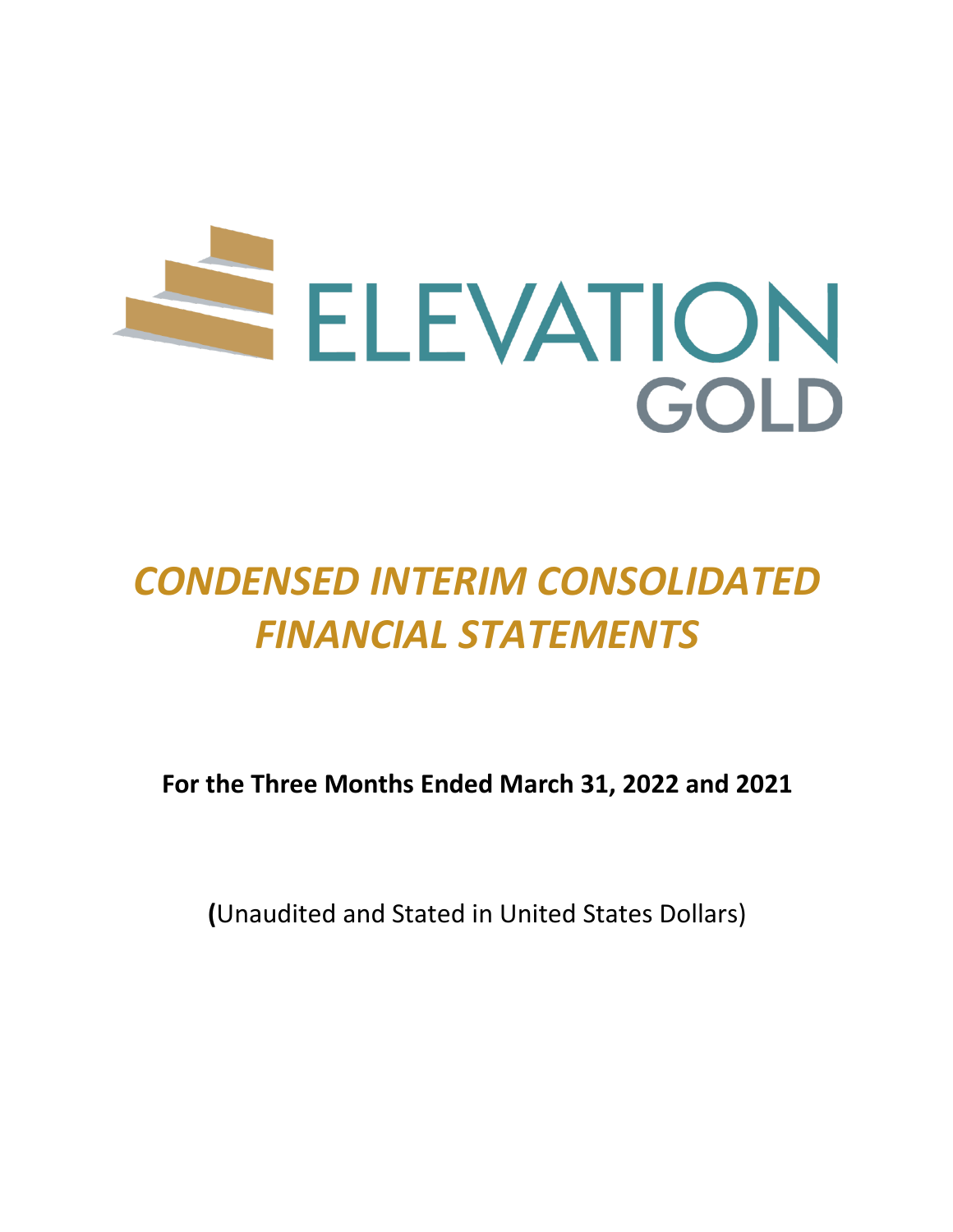# ELEVATION GOLD

# *CONDENSED INTERIM CONSOLIDATED FINANCIAL STATEMENTS*

**For the Three Months Ended March 31, 2022 and 2021**

**(**Unaudited and Stated in United States Dollars)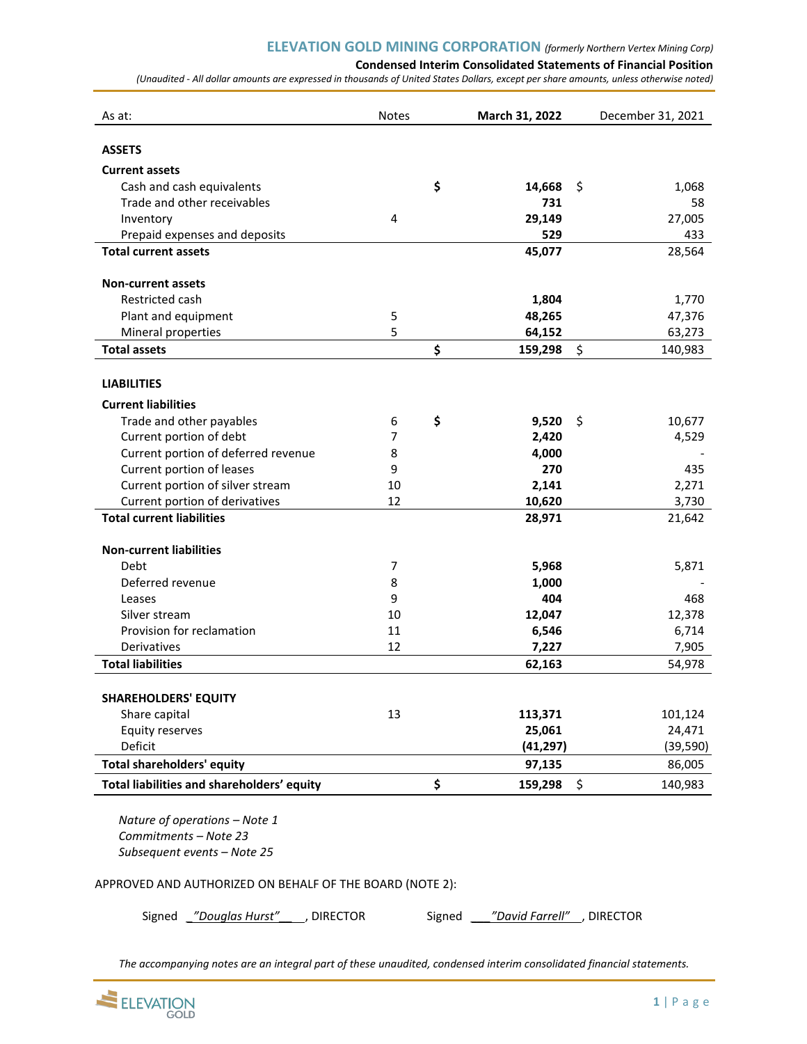# ELEVATION GOLD MINING CORPORATION *(formerly Northern Vertex Mining Corp)*

**Condensed Interim Consolidated Statements of Financial Position**

*(Unaudited - All dollar amounts are expressed in thousands of United States Dollars, except per share amounts, unless otherwise noted)*

| As at: | Notes | March 31, 2022 | December 31, 2021 |
|---|---|---|---|
| **ASSETS** | | | |
| **Current assets** | | | |
| Cash and cash equivalents | | **$ 14,668** | $ 1,068 |
| Trade and other receivables | | **731** | 58 |
| Inventory | 4 | **29,149** | 27,005 |
| Prepaid expenses and deposits | | **529** | 433 |
| **Total current assets** | | **45,077** | 28,564 |
| **Non-current assets** | | | |
| Restricted cash | | **1,804** | 1,770 |
| Plant and equipment | 5 | **48,265** | 47,376 |
| Mineral properties | 5 | **64,152** | 63,273 |
| **Total assets** | | **$ 159,298** | $ 140,983 |
| **LIABILITIES** | | | |
| **Current liabilities** | | | |
| Trade and other payables | 6 | **$ 9,520** | $ 10,677 |
| Current portion of debt | 7 | **2,420** | 4,529 |
| Current portion of deferred revenue | 8 | **4,000** | - |
| Current portion of leases | 9 | **270** | 435 |
| Current portion of silver stream | 10 | **2,141** | 2,271 |
| Current portion of derivatives | 12 | **10,620** | 3,730 |
| **Total current liabilities** | | **28,971** | 21,642 |
| **Non-current liabilities** | | | |
| Debt | 7 | **5,968** | 5,871 |
| Deferred revenue | 8 | **1,000** | - |
| Leases | 9 | **404** | 468 |
| Silver stream | 10 | **12,047** | 12,378 |
| Provision for reclamation | 11 | **6,546** | 6,714 |
| Derivatives | 12 | **7,227** | 7,905 |
| **Total liabilities** | | **62,163** | 54,978 |
| **SHAREHOLDERS' EQUITY** | | | |
| Share capital | 13 | **113,371** | 101,124 |
| Equity reserves | | **25,061** | 24,471 |
| Deficit | | **(41,297)** | (39,590) |
| **Total shareholders' equity** | | **97,135** | 86,005 |
| **Total liabilities and shareholders' equity** | | **$ 159,298** | $ 140,983 |

*Nature of operations – Note 1*
*Commitments – Note 23*
*Subsequent events – Note 25*

APPROVED AND AUTHORIZED ON BEHALF OF THE BOARD (NOTE 2):

Signed *"Douglas Hurst"*, DIRECTOR Signed *"David Farrell"*, DIRECTOR

*The accompanying notes are an integral part of these unaudited, condensed interim consolidated financial statements.*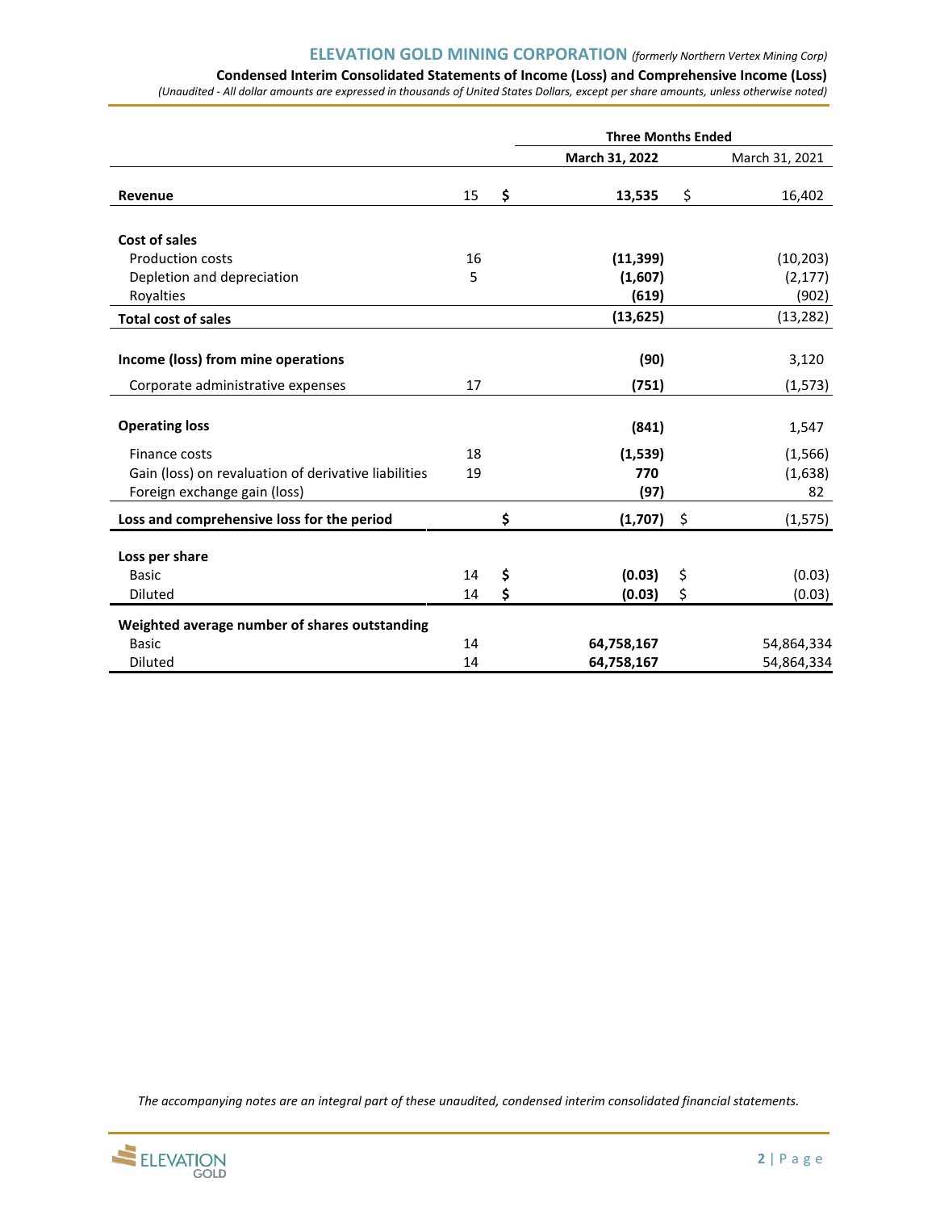# ELEVATION GOLD MINING CORPORATION *(formerly Northern Vertex Mining Corp)*

**Condensed Interim Consolidated Statements of Income (Loss) and Comprehensive Income (Loss)**

*(Unaudited - All dollar amounts are expressed in thousands of United States Dollars, except per share amounts, unless otherwise noted)*

| | | Three Months Ended | |
|---|---|---|---|
| | | **March 31, 2022** | March 31, 2021 |
| **Revenue** | 15 | **$ 13,535** | $ 16,402 |
| **Cost of sales** | | | |
| Production costs | 16 | **(11,399)** | (10,203) |
| Depletion and depreciation | 5 | **(1,607)** | (2,177) |
| Royalties | | **(619)** | (902) |
| **Total cost of sales** | | **(13,625)** | (13,282) |
| **Income (loss) from mine operations** | | **(90)** | 3,120 |
| Corporate administrative expenses | 17 | **(751)** | (1,573) |
| **Operating loss** | | **(841)** | 1,547 |
| Finance costs | 18 | **(1,539)** | (1,566) |
| Gain (loss) on revaluation of derivative liabilities | 19 | **770** | (1,638) |
| Foreign exchange gain (loss) | | **(97)** | 82 |
| **Loss and comprehensive loss for the period** | | **$ (1,707)** | $ (1,575) |
| **Loss per share** | | | |
| Basic | 14 | **$ (0.03)** | $ (0.03) |
| Diluted | 14 | **$ (0.03)** | $ (0.03) |
| **Weighted average number of shares outstanding** | | | |
| Basic | 14 | **64,758,167** | 54,864,334 |
| Diluted | 14 | **64,758,167** | 54,864,334 |

*The accompanying notes are an integral part of these unaudited, condensed interim consolidated financial statements.*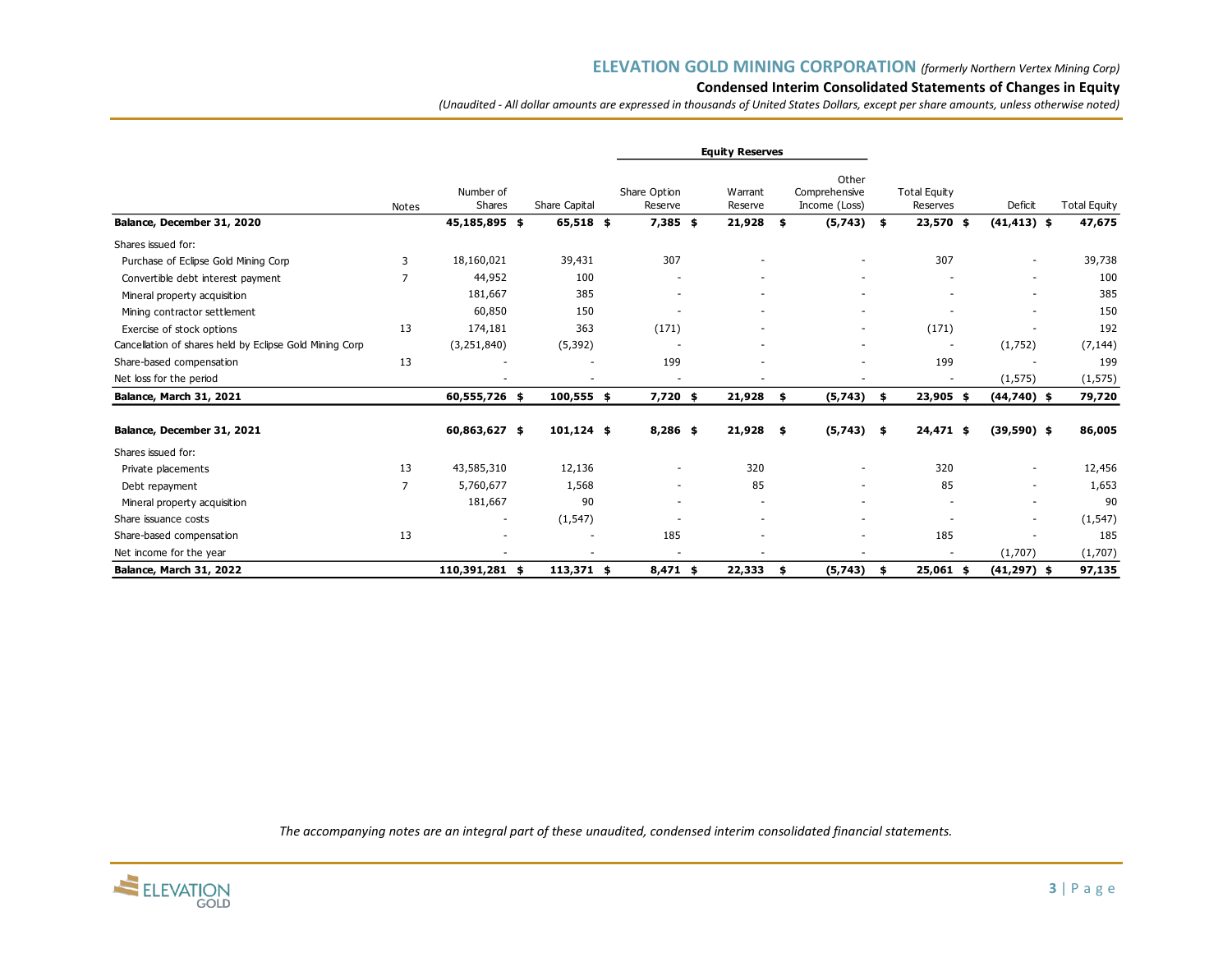## ELEVATION GOLD MINING CORPORATION *(formerly Northern Vertex Mining Corp)*

### Condensed Interim Consolidated Statements of Changes in Equity

*(Unaudited - All dollar amounts are expressed in thousands of United States Dollars, except per share amounts, unless otherwise noted)*

| | | | | Equity Reserves | | | | | |
|---|---|---|---|---|---|---|---|---|---|
| | Notes | Number of Shares | Share Capital | Share Option Reserve | Warrant Reserve | Other Comprehensive Income (Loss) | Total Equity Reserves | Deficit | Total Equity |
| **Balance, December 31, 2020** | | **45,185,895** | **$ 65,518** | **$ 7,385** | **$ 21,928** | **$ (5,743)** | **$ 23,570** | **$ (41,413)** | **$ 47,675** |
| Shares issued for: | | | | | | | | | |
| Purchase of Eclipse Gold Mining Corp | 3 | 18,160,021 | 39,431 | 307 | - | - | 307 | - | 39,738 |
| Convertible debt interest payment | 7 | 44,952 | 100 | - | - | - | - | - | 100 |
| Mineral property acquisition | | 181,667 | 385 | - | - | - | - | - | 385 |
| Mining contractor settlement | | 60,850 | 150 | - | - | - | - | - | 150 |
| Exercise of stock options | 13 | 174,181 | 363 | (171) | - | - | (171) | - | 192 |
| Cancellation of shares held by Eclipse Gold Mining Corp | | (3,251,840) | (5,392) | - | - | - | - | (1,752) | (7,144) |
| Share-based compensation | 13 | - | - | 199 | - | - | 199 | - | 199 |
| Net loss for the period | | - | - | - | - | - | - | (1,575) | (1,575) |
| **Balance, March 31, 2021** | | **60,555,726** | **$ 100,555** | **$ 7,720** | **$ 21,928** | **$ (5,743)** | **$ 23,905** | **$ (44,740)** | **$ 79,720** |
| | | | | | | | | | |
| **Balance, December 31, 2021** | | **60,863,627** | **$ 101,124** | **$ 8,286** | **$ 21,928** | **$ (5,743)** | **$ 24,471** | **$ (39,590)** | **$ 86,005** |
| Shares issued for: | | | | | | | | | |
| Private placements | 13 | 43,585,310 | 12,136 | - | 320 | - | 320 | - | 12,456 |
| Debt repayment | 7 | 5,760,677 | 1,568 | - | 85 | - | 85 | - | 1,653 |
| Mineral property acquisition | | 181,667 | 90 | - | - | - | - | - | 90 |
| Share issuance costs | | - | (1,547) | - | - | - | - | - | (1,547) |
| Share-based compensation | 13 | - | - | 185 | - | - | 185 | - | 185 |
| Net income for the year | | - | - | - | - | - | - | (1,707) | (1,707) |
| **Balance, March 31, 2022** | | **110,391,281** | **$ 113,371** | **$ 8,471** | **$ 22,333** | **$ (5,743)** | **$ 25,061** | **$ (41,297)** | **$ 97,135** |

*The accompanying notes are an integral part of these unaudited, condensed interim consolidated financial statements.*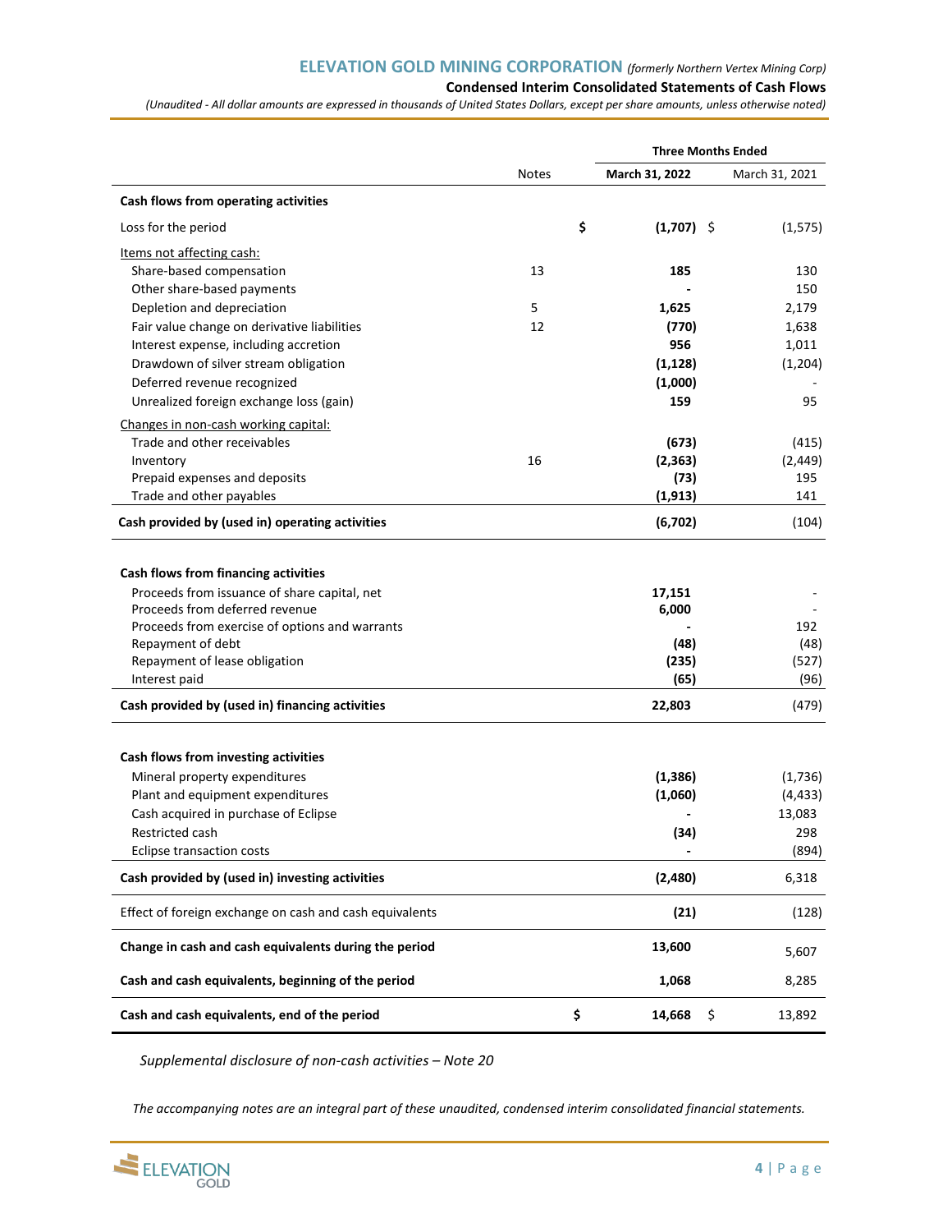# ELEVATION GOLD MINING CORPORATION *(formerly Northern Vertex Mining Corp)*

## Condensed Interim Consolidated Statements of Cash Flows

*(Unaudited - All dollar amounts are expressed in thousands of United States Dollars, except per share amounts, unless otherwise noted)*

| | Notes | Three Months Ended March 31, 2022 | Three Months Ended March 31, 2021 |
|---|---|---|---|
| **Cash flows from operating activities** | | | |
| Loss for the period | | **$ (1,707)** | $ (1,575) |
| Items not affecting cash: | | | |
| Share-based compensation | 13 | **185** | 130 |
| Other share-based payments | | **-** | 150 |
| Depletion and depreciation | 5 | **1,625** | 2,179 |
| Fair value change on derivative liabilities | 12 | **(770)** | 1,638 |
| Interest expense, including accretion | | **956** | 1,011 |
| Drawdown of silver stream obligation | | **(1,128)** | (1,204) |
| Deferred revenue recognized | | **(1,000)** | - |
| Unrealized foreign exchange loss (gain) | | **159** | 95 |
| Changes in non-cash working capital: | | | |
| Trade and other receivables | | **(673)** | (415) |
| Inventory | 16 | **(2,363)** | (2,449) |
| Prepaid expenses and deposits | | **(73)** | 195 |
| Trade and other payables | | **(1,913)** | 141 |
| **Cash provided by (used in) operating activities** | | **(6,702)** | (104) |
| **Cash flows from financing activities** | | | |
| Proceeds from issuance of share capital, net | | **17,151** | - |
| Proceeds from deferred revenue | | **6,000** | - |
| Proceeds from exercise of options and warrants | | **-** | 192 |
| Repayment of debt | | **(48)** | (48) |
| Repayment of lease obligation | | **(235)** | (527) |
| Interest paid | | **(65)** | (96) |
| **Cash provided by (used in) financing activities** | | **22,803** | (479) |
| **Cash flows from investing activities** | | | |
| Mineral property expenditures | | **(1,386)** | (1,736) |
| Plant and equipment expenditures | | **(1,060)** | (4,433) |
| Cash acquired in purchase of Eclipse | | **-** | 13,083 |
| Restricted cash | | **(34)** | 298 |
| Eclipse transaction costs | | **-** | (894) |
| **Cash provided by (used in) investing activities** | | **(2,480)** | 6,318 |
| Effect of foreign exchange on cash and cash equivalents | | **(21)** | (128) |
| **Change in cash and cash equivalents during the period** | | **13,600** | 5,607 |
| **Cash and cash equivalents, beginning of the period** | | **1,068** | 8,285 |
| **Cash and cash equivalents, end of the period** | | **$ 14,668** | $ 13,892 |

*Supplemental disclosure of non-cash activities – Note 20*

*The accompanying notes are an integral part of these unaudited, condensed interim consolidated financial statements.*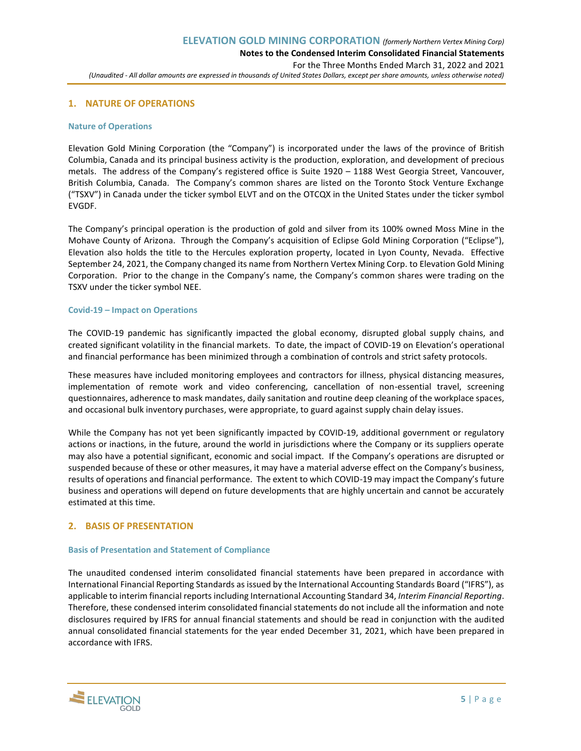## 1. NATURE OF OPERATIONS

### Nature of Operations

Elevation Gold Mining Corporation (the "Company") is incorporated under the laws of the province of British Columbia, Canada and its principal business activity is the production, exploration, and development of precious metals. The address of the Company's registered office is Suite 1920 – 1188 West Georgia Street, Vancouver, British Columbia, Canada. The Company's common shares are listed on the Toronto Stock Venture Exchange ("TSXV") in Canada under the ticker symbol ELVT and on the OTCQX in the United States under the ticker symbol EVGDF.

The Company's principal operation is the production of gold and silver from its 100% owned Moss Mine in the Mohave County of Arizona. Through the Company's acquisition of Eclipse Gold Mining Corporation ("Eclipse"), Elevation also holds the title to the Hercules exploration property, located in Lyon County, Nevada. Effective September 24, 2021, the Company changed its name from Northern Vertex Mining Corp. to Elevation Gold Mining Corporation. Prior to the change in the Company's name, the Company's common shares were trading on the TSXV under the ticker symbol NEE.

### Covid-19 – Impact on Operations

The COVID-19 pandemic has significantly impacted the global economy, disrupted global supply chains, and created significant volatility in the financial markets. To date, the impact of COVID-19 on Elevation's operational and financial performance has been minimized through a combination of controls and strict safety protocols.

These measures have included monitoring employees and contractors for illness, physical distancing measures, implementation of remote work and video conferencing, cancellation of non-essential travel, screening questionnaires, adherence to mask mandates, daily sanitation and routine deep cleaning of the workplace spaces, and occasional bulk inventory purchases, were appropriate, to guard against supply chain delay issues.

While the Company has not yet been significantly impacted by COVID-19, additional government or regulatory actions or inactions, in the future, around the world in jurisdictions where the Company or its suppliers operate may also have a potential significant, economic and social impact. If the Company's operations are disrupted or suspended because of these or other measures, it may have a material adverse effect on the Company's business, results of operations and financial performance. The extent to which COVID-19 may impact the Company's future business and operations will depend on future developments that are highly uncertain and cannot be accurately estimated at this time.

## 2. BASIS OF PRESENTATION

### Basis of Presentation and Statement of Compliance

The unaudited condensed interim consolidated financial statements have been prepared in accordance with International Financial Reporting Standards as issued by the International Accounting Standards Board ("IFRS"), as applicable to interim financial reports including International Accounting Standard 34, *Interim Financial Reporting*. Therefore, these condensed interim consolidated financial statements do not include all the information and note disclosures required by IFRS for annual financial statements and should be read in conjunction with the audited annual consolidated financial statements for the year ended December 31, 2021, which have been prepared in accordance with IFRS.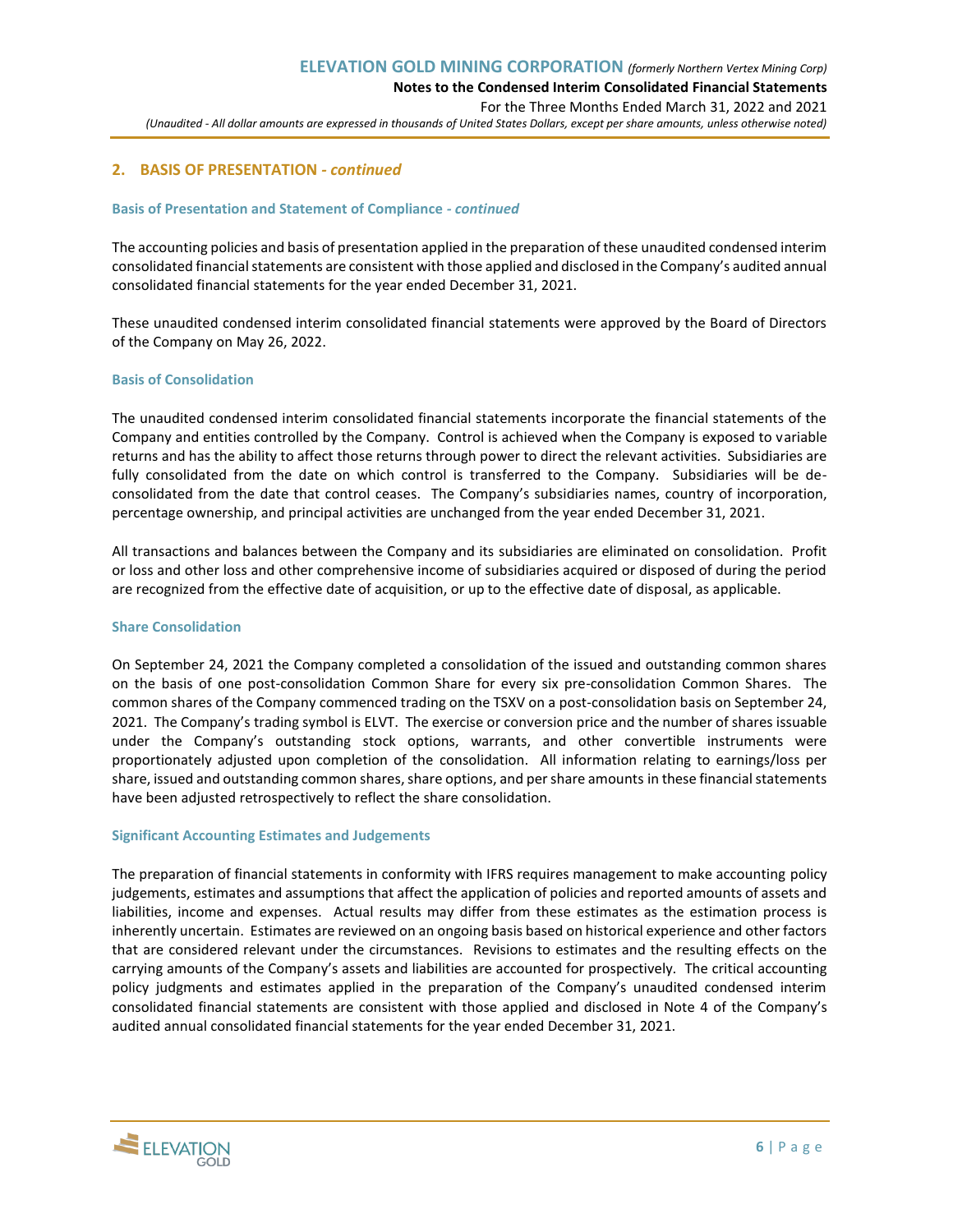## 2. BASIS OF PRESENTATION - *continued*

### Basis of Presentation and Statement of Compliance - *continued*

The accounting policies and basis of presentation applied in the preparation of these unaudited condensed interim consolidated financial statements are consistent with those applied and disclosed in the Company's audited annual consolidated financial statements for the year ended December 31, 2021.

These unaudited condensed interim consolidated financial statements were approved by the Board of Directors of the Company on May 26, 2022.

### Basis of Consolidation

The unaudited condensed interim consolidated financial statements incorporate the financial statements of the Company and entities controlled by the Company. Control is achieved when the Company is exposed to variable returns and has the ability to affect those returns through power to direct the relevant activities. Subsidiaries are fully consolidated from the date on which control is transferred to the Company. Subsidiaries will be de-consolidated from the date that control ceases. The Company's subsidiaries names, country of incorporation, percentage ownership, and principal activities are unchanged from the year ended December 31, 2021.

All transactions and balances between the Company and its subsidiaries are eliminated on consolidation. Profit or loss and other loss and other comprehensive income of subsidiaries acquired or disposed of during the period are recognized from the effective date of acquisition, or up to the effective date of disposal, as applicable.

### Share Consolidation

On September 24, 2021 the Company completed a consolidation of the issued and outstanding common shares on the basis of one post-consolidation Common Share for every six pre-consolidation Common Shares. The common shares of the Company commenced trading on the TSXV on a post-consolidation basis on September 24, 2021. The Company's trading symbol is ELVT. The exercise or conversion price and the number of shares issuable under the Company's outstanding stock options, warrants, and other convertible instruments were proportionately adjusted upon completion of the consolidation. All information relating to earnings/loss per share, issued and outstanding common shares, share options, and per share amounts in these financial statements have been adjusted retrospectively to reflect the share consolidation.

### Significant Accounting Estimates and Judgements

The preparation of financial statements in conformity with IFRS requires management to make accounting policy judgements, estimates and assumptions that affect the application of policies and reported amounts of assets and liabilities, income and expenses. Actual results may differ from these estimates as the estimation process is inherently uncertain. Estimates are reviewed on an ongoing basis based on historical experience and other factors that are considered relevant under the circumstances. Revisions to estimates and the resulting effects on the carrying amounts of the Company's assets and liabilities are accounted for prospectively. The critical accounting policy judgments and estimates applied in the preparation of the Company's unaudited condensed interim consolidated financial statements are consistent with those applied and disclosed in Note 4 of the Company's audited annual consolidated financial statements for the year ended December 31, 2021.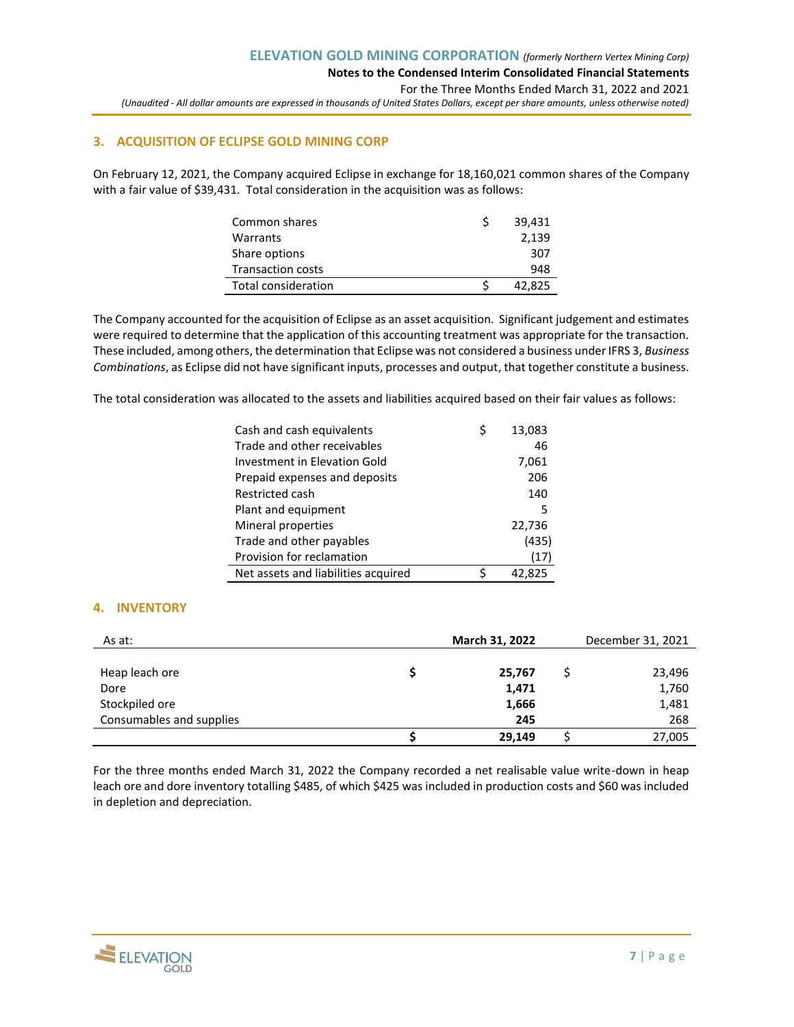## 3. ACQUISITION OF ECLIPSE GOLD MINING CORP

On February 12, 2021, the Company acquired Eclipse in exchange for 18,160,021 common shares of the Company with a fair value of $39,431. Total consideration in the acquisition was as follows:

| | | |
|---|---|---|
| Common shares | $ | 39,431 |
| Warrants | | 2,139 |
| Share options | | 307 |
| Transaction costs | | 948 |
| Total consideration | $ | 42,825 |

The Company accounted for the acquisition of Eclipse as an asset acquisition. Significant judgement and estimates were required to determine that the application of this accounting treatment was appropriate for the transaction. These included, among others, the determination that Eclipse was not considered a business under IFRS 3, *Business Combinations*, as Eclipse did not have significant inputs, processes and output, that together constitute a business.

The total consideration was allocated to the assets and liabilities acquired based on their fair values as follows:

| | | |
|---|---|---|
| Cash and cash equivalents | $ | 13,083 |
| Trade and other receivables | | 46 |
| Investment in Elevation Gold | | 7,061 |
| Prepaid expenses and deposits | | 206 |
| Restricted cash | | 140 |
| Plant and equipment | | 5 |
| Mineral properties | | 22,736 |
| Trade and other payables | | (435) |
| Provision for reclamation | | (17) |
| Net assets and liabilities acquired | $ | 42,825 |

## 4. INVENTORY

| As at: | | **March 31, 2022** | | December 31, 2021 |
|---|---|---|---|---|
| Heap leach ore | **$** | **25,767** | $ | 23,496 |
| Dore | | **1,471** | | 1,760 |
| Stockpiled ore | | **1,666** | | 1,481 |
| Consumables and supplies | | **245** | | 268 |
| | **$** | **29,149** | $ | 27,005 |

For the three months ended March 31, 2022 the Company recorded a net realisable value write-down in heap leach ore and dore inventory totalling $485, of which $425 was included in production costs and $60 was included in depletion and depreciation.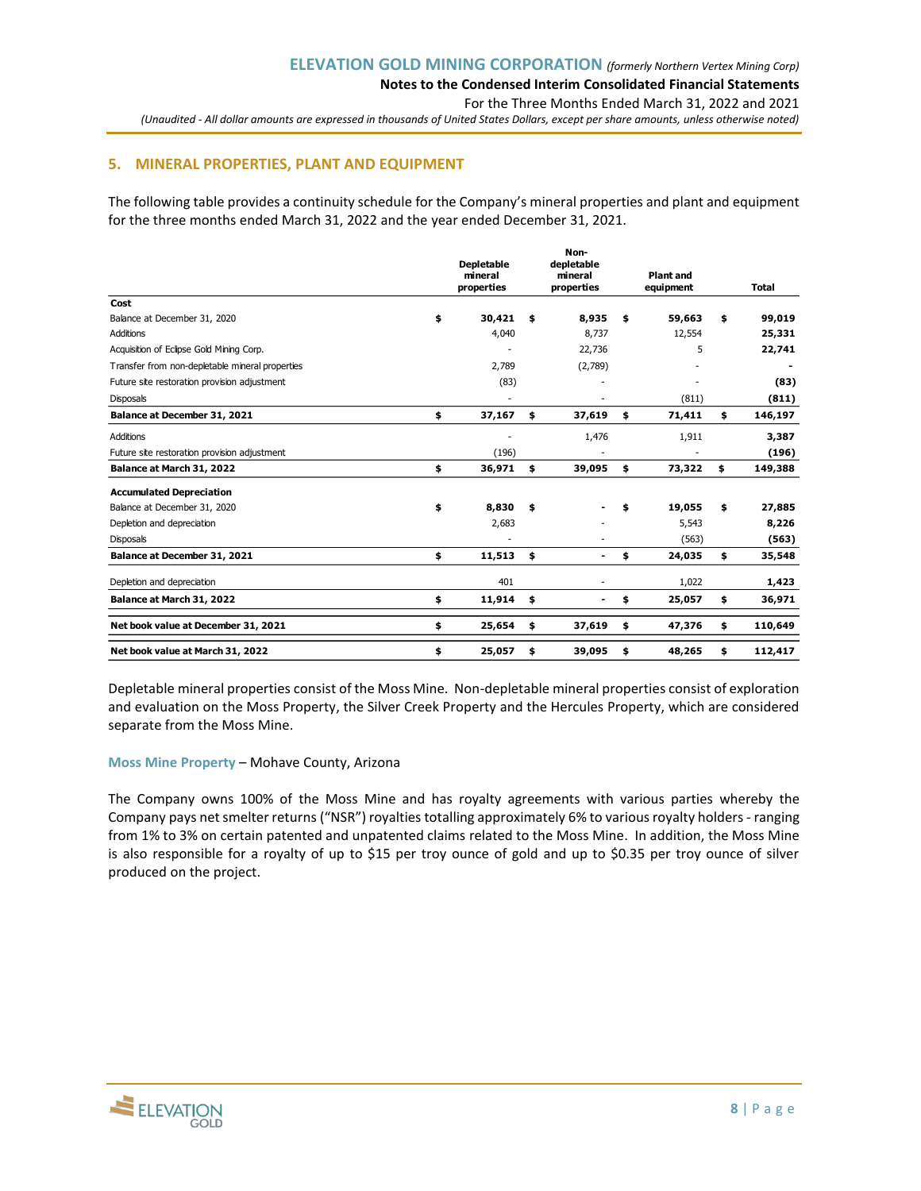## 5. MINERAL PROPERTIES, PLANT AND EQUIPMENT

The following table provides a continuity schedule for the Company's mineral properties and plant and equipment for the three months ended March 31, 2022 and the year ended December 31, 2021.

| | Depletable mineral properties | Non-depletable mineral properties | Plant and equipment | Total |
|---|---|---|---|---|
| **Cost** | | | | |
| Balance at December 31, 2020 | $ 30,421 | $ 8,935 | $ 59,663 | $ **99,019** |
| Additions | 4,040 | 8,737 | 12,554 | **25,331** |
| Acquisition of Eclipse Gold Mining Corp. | - | 22,736 | 5 | **22,741** |
| Transfer from non-depletable mineral properties | 2,789 | (2,789) | - | **-** |
| Future site restoration provision adjustment | (83) | - | - | **(83)** |
| Disposals | - | - | (811) | **(811)** |
| **Balance at December 31, 2021** | **$ 37,167** | **$ 37,619** | **$ 71,411** | **$ 146,197** |
| Additions | - | 1,476 | 1,911 | **3,387** |
| Future site restoration provision adjustment | (196) | - | - | **(196)** |
| **Balance at March 31, 2022** | **$ 36,971** | **$ 39,095** | **$ 73,322** | **$ 149,388** |
| **Accumulated Depreciation** | | | | |
| Balance at December 31, 2020 | $ 8,830 | $ - | $ 19,055 | $ **27,885** |
| Depletion and depreciation | 2,683 | - | 5,543 | **8,226** |
| Disposals | - | - | (563) | **(563)** |
| **Balance at December 31, 2021** | **$ 11,513** | **$ -** | **$ 24,035** | **$ 35,548** |
| Depletion and depreciation | 401 | - | 1,022 | **1,423** |
| **Balance at March 31, 2022** | **$ 11,914** | **$ -** | **$ 25,057** | **$ 36,971** |
| **Net book value at December 31, 2021** | **$ 25,654** | **$ 37,619** | **$ 47,376** | **$ 110,649** |
| **Net book value at March 31, 2022** | **$ 25,057** | **$ 39,095** | **$ 48,265** | **$ 112,417** |

Depletable mineral properties consist of the Moss Mine. Non-depletable mineral properties consist of exploration and evaluation on the Moss Property, the Silver Creek Property and the Hercules Property, which are considered separate from the Moss Mine.

**Moss Mine Property** – Mohave County, Arizona

The Company owns 100% of the Moss Mine and has royalty agreements with various parties whereby the Company pays net smelter returns ("NSR") royalties totalling approximately 6% to various royalty holders - ranging from 1% to 3% on certain patented and unpatented claims related to the Moss Mine. In addition, the Moss Mine is also responsible for a royalty of up to $15 per troy ounce of gold and up to $0.35 per troy ounce of silver produced on the project.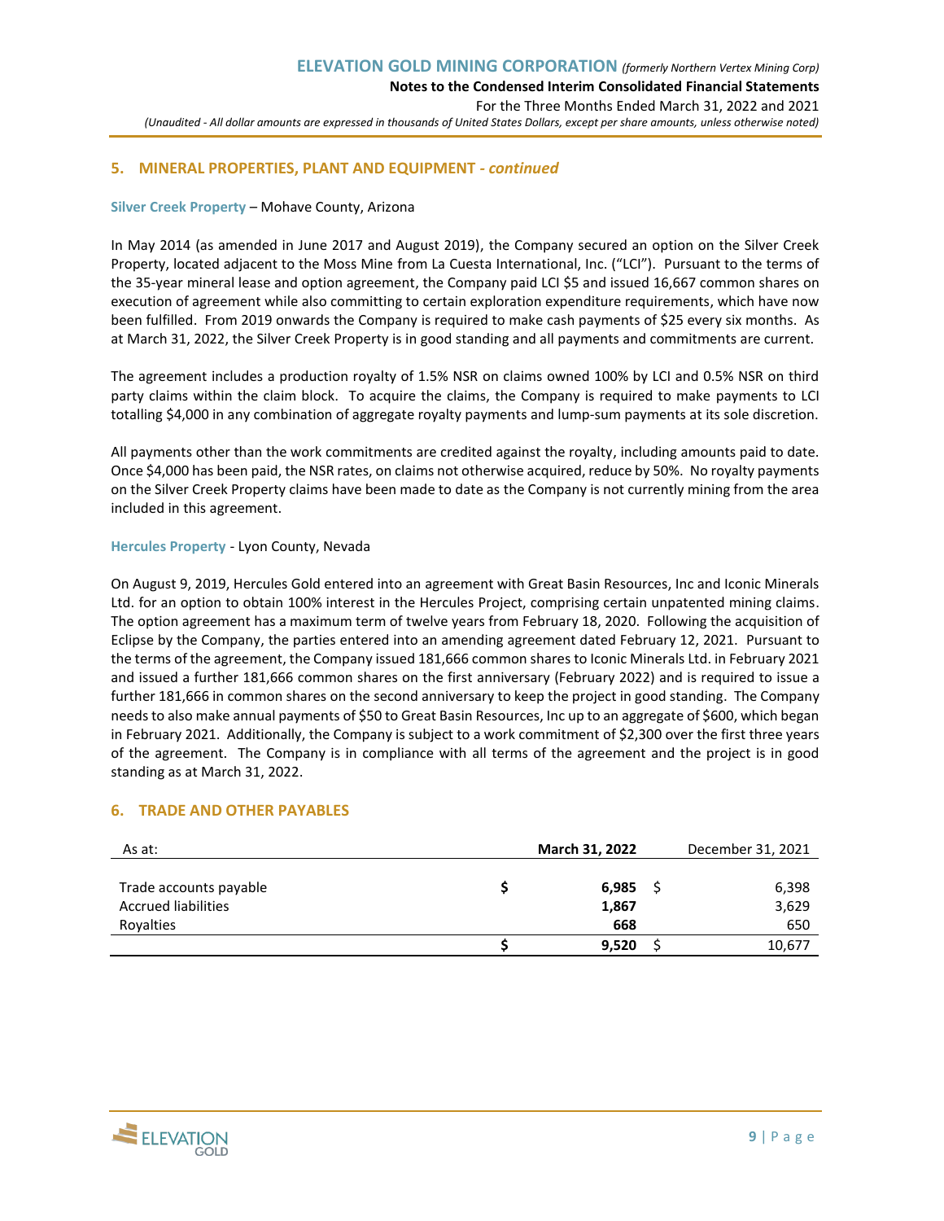## 5. MINERAL PROPERTIES, PLANT AND EQUIPMENT - *continued*

**Silver Creek Property** – Mohave County, Arizona

In May 2014 (as amended in June 2017 and August 2019), the Company secured an option on the Silver Creek Property, located adjacent to the Moss Mine from La Cuesta International, Inc. ("LCI"). Pursuant to the terms of the 35-year mineral lease and option agreement, the Company paid LCI $5 and issued 16,667 common shares on execution of agreement while also committing to certain exploration expenditure requirements, which have now been fulfilled. From 2019 onwards the Company is required to make cash payments of $25 every six months. As at March 31, 2022, the Silver Creek Property is in good standing and all payments and commitments are current.

The agreement includes a production royalty of 1.5% NSR on claims owned 100% by LCI and 0.5% NSR on third party claims within the claim block. To acquire the claims, the Company is required to make payments to LCI totalling $4,000 in any combination of aggregate royalty payments and lump-sum payments at its sole discretion.

All payments other than the work commitments are credited against the royalty, including amounts paid to date. Once $4,000 has been paid, the NSR rates, on claims not otherwise acquired, reduce by 50%. No royalty payments on the Silver Creek Property claims have been made to date as the Company is not currently mining from the area included in this agreement.

**Hercules Property** - Lyon County, Nevada

On August 9, 2019, Hercules Gold entered into an agreement with Great Basin Resources, Inc and Iconic Minerals Ltd. for an option to obtain 100% interest in the Hercules Project, comprising certain unpatented mining claims. The option agreement has a maximum term of twelve years from February 18, 2020. Following the acquisition of Eclipse by the Company, the parties entered into an amending agreement dated February 12, 2021. Pursuant to the terms of the agreement, the Company issued 181,666 common shares to Iconic Minerals Ltd. in February 2021 and issued a further 181,666 common shares on the first anniversary (February 2022) and is required to issue a further 181,666 in common shares on the second anniversary to keep the project in good standing. The Company needs to also make annual payments of $50 to Great Basin Resources, Inc up to an aggregate of $600, which began in February 2021. Additionally, the Company is subject to a work commitment of $2,300 over the first three years of the agreement. The Company is in compliance with all terms of the agreement and the project is in good standing as at March 31, 2022.

## 6. TRADE AND OTHER PAYABLES

| As at: | **March 31, 2022** | December 31, 2021 |
|---|---|---|
| Trade accounts payable | **$ 6,985** | $ 6,398 |
| Accrued liabilities | **1,867** | 3,629 |
| Royalties | **668** | 650 |
| | **$ 9,520** | $ 10,677 |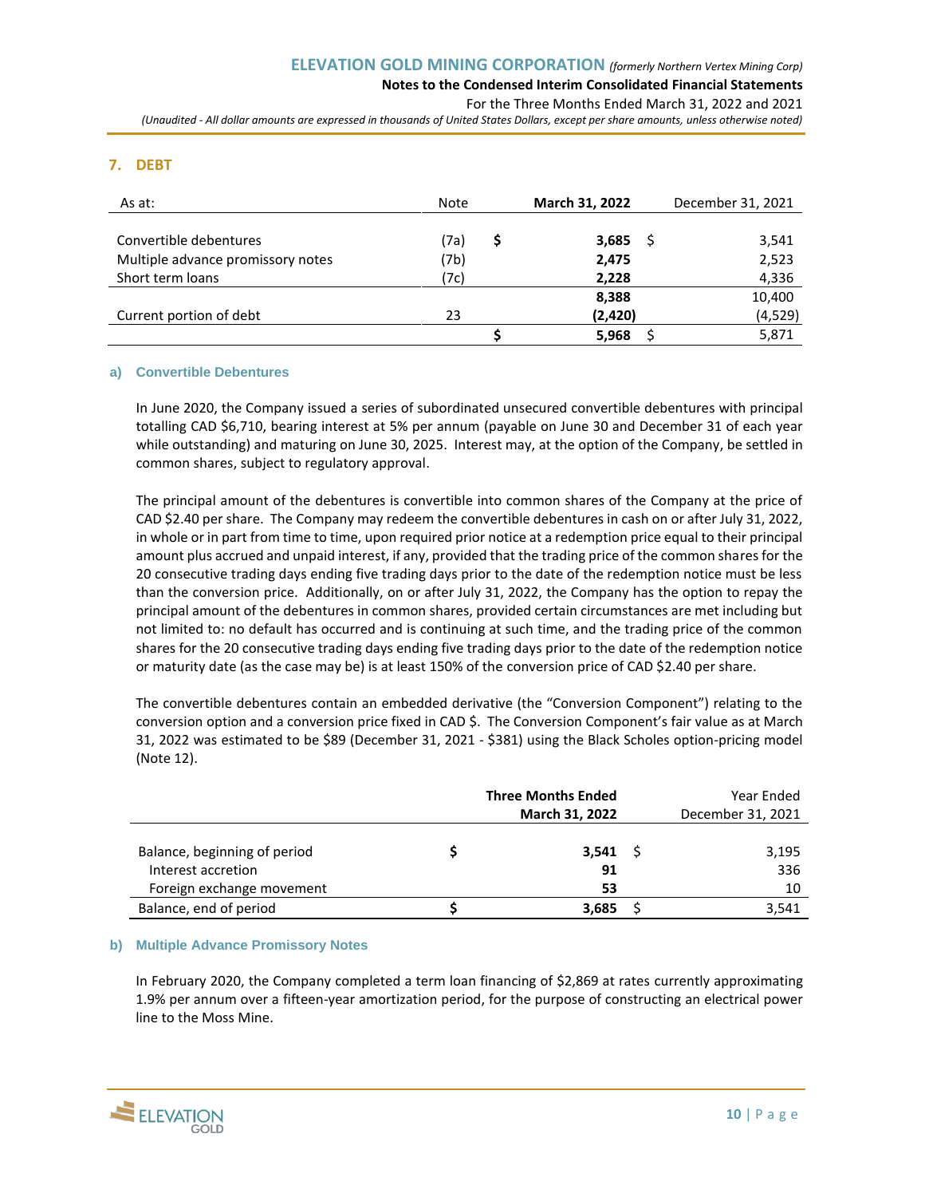## 7. DEBT

| As at: | Note | March 31, 2022 | December 31, 2021 |
|---|---|---|---|
| Convertible debentures | (7a) | $ 3,685 | $ 3,541 |
| Multiple advance promissory notes | (7b) | 2,475 | 2,523 |
| Short term loans | (7c) | 2,228 | 4,336 |
| | | 8,388 | 10,400 |
| Current portion of debt | 23 | (2,420) | (4,529) |
| | | $ 5,968 | $ 5,871 |

### a) Convertible Debentures

In June 2020, the Company issued a series of subordinated unsecured convertible debentures with principal totalling CAD $6,710, bearing interest at 5% per annum (payable on June 30 and December 31 of each year while outstanding) and maturing on June 30, 2025. Interest may, at the option of the Company, be settled in common shares, subject to regulatory approval.

The principal amount of the debentures is convertible into common shares of the Company at the price of CAD $2.40 per share. The Company may redeem the convertible debentures in cash on or after July 31, 2022, in whole or in part from time to time, upon required prior notice at a redemption price equal to their principal amount plus accrued and unpaid interest, if any, provided that the trading price of the common shares for the 20 consecutive trading days ending five trading days prior to the date of the redemption notice must be less than the conversion price. Additionally, on or after July 31, 2022, the Company has the option to repay the principal amount of the debentures in common shares, provided certain circumstances are met including but not limited to: no default has occurred and is continuing at such time, and the trading price of the common shares for the 20 consecutive trading days ending five trading days prior to the date of the redemption notice or maturity date (as the case may be) is at least 150% of the conversion price of CAD $2.40 per share.

The convertible debentures contain an embedded derivative (the "Conversion Component") relating to the conversion option and a conversion price fixed in CAD $. The Conversion Component's fair value as at March 31, 2022 was estimated to be $89 (December 31, 2021 - $381) using the Black Scholes option-pricing model (Note 12).

| | Three Months Ended March 31, 2022 | Year Ended December 31, 2021 |
|---|---|---|
| Balance, beginning of period | $ 3,541 | $ 3,195 |
| Interest accretion | 91 | 336 |
| Foreign exchange movement | 53 | 10 |
| Balance, end of period | $ 3,685 | $ 3,541 |

### b) Multiple Advance Promissory Notes

In February 2020, the Company completed a term loan financing of $2,869 at rates currently approximating 1.9% per annum over a fifteen-year amortization period, for the purpose of constructing an electrical power line to the Moss Mine.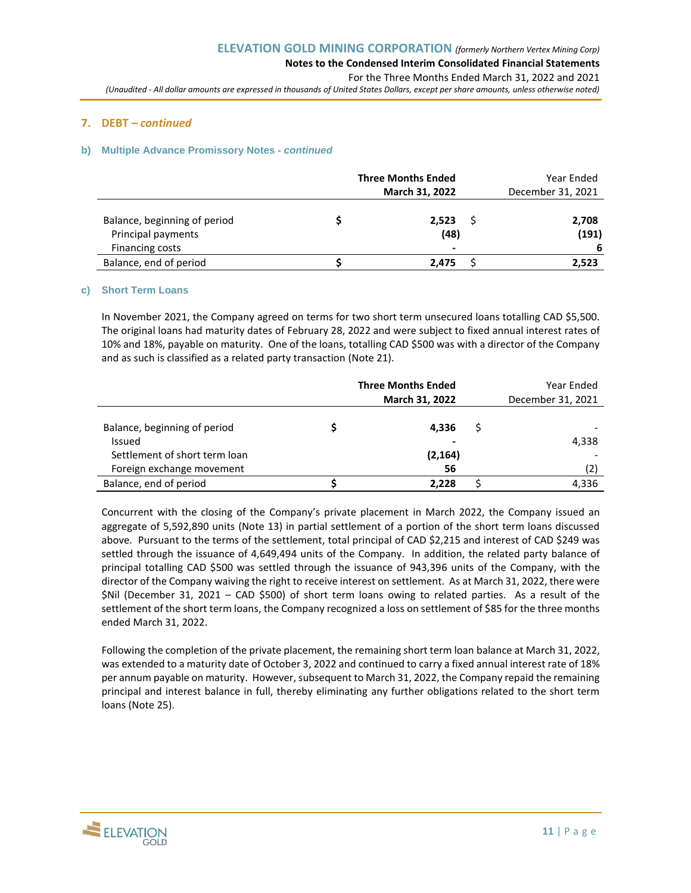## 7. DEBT – *continued*

### b) Multiple Advance Promissory Notes - *continued*

| | | Three Months Ended March 31, 2022 | | Year Ended December 31, 2021 |
|---|---|---|---|---|
| Balance, beginning of period | $ | 2,523 | $ | 2,708 |
| Principal payments | | (48) | | (191) |
| Financing costs | | - | | 6 |
| Balance, end of period | $ | 2,475 | $ | 2,523 |

### c) Short Term Loans

In November 2021, the Company agreed on terms for two short term unsecured loans totalling CAD $5,500. The original loans had maturity dates of February 28, 2022 and were subject to fixed annual interest rates of 10% and 18%, payable on maturity. One of the loans, totalling CAD $500 was with a director of the Company and as such is classified as a related party transaction (Note 21).

| | | Three Months Ended March 31, 2022 | | Year Ended December 31, 2021 |
|---|---|---|---|---|
| Balance, beginning of period | $ | 4,336 | $ | - |
| Issued | | - | | 4,338 |
| Settlement of short term loan | | (2,164) | | - |
| Foreign exchange movement | | 56 | | (2) |
| Balance, end of period | $ | 2,228 | $ | 4,336 |

Concurrent with the closing of the Company's private placement in March 2022, the Company issued an aggregate of 5,592,890 units (Note 13) in partial settlement of a portion of the short term loans discussed above. Pursuant to the terms of the settlement, total principal of CAD $2,215 and interest of CAD $249 was settled through the issuance of 4,649,494 units of the Company. In addition, the related party balance of principal totalling CAD $500 was settled through the issuance of 943,396 units of the Company, with the director of the Company waiving the right to receive interest on settlement. As at March 31, 2022, there were $Nil (December 31, 2021 – CAD $500) of short term loans owing to related parties. As a result of the settlement of the short term loans, the Company recognized a loss on settlement of $85 for the three months ended March 31, 2022.

Following the completion of the private placement, the remaining short term loan balance at March 31, 2022, was extended to a maturity date of October 3, 2022 and continued to carry a fixed annual interest rate of 18% per annum payable on maturity. However, subsequent to March 31, 2022, the Company repaid the remaining principal and interest balance in full, thereby eliminating any further obligations related to the short term loans (Note 25).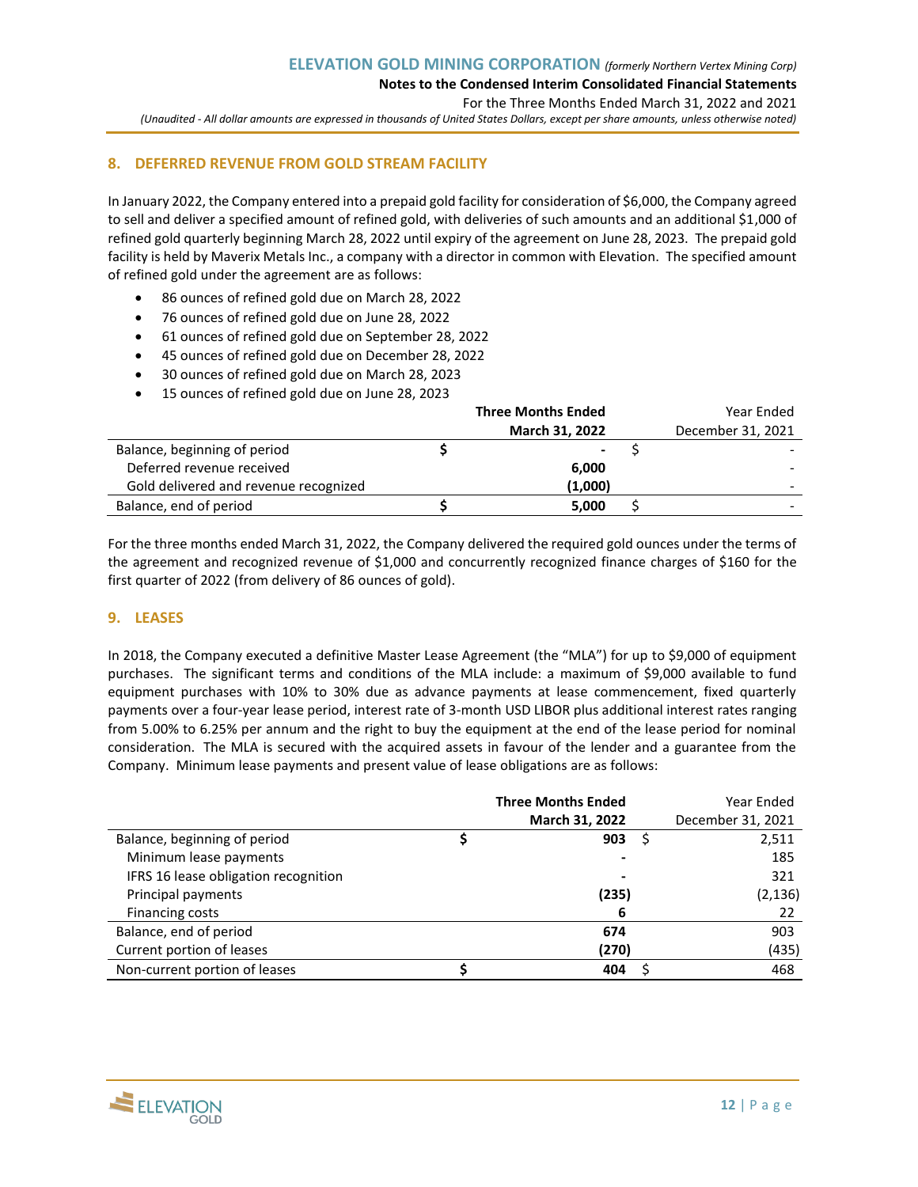## 8. DEFERRED REVENUE FROM GOLD STREAM FACILITY

In January 2022, the Company entered into a prepaid gold facility for consideration of $6,000, the Company agreed to sell and deliver a specified amount of refined gold, with deliveries of such amounts and an additional $1,000 of refined gold quarterly beginning March 28, 2022 until expiry of the agreement on June 28, 2023. The prepaid gold facility is held by Maverix Metals Inc., a company with a director in common with Elevation. The specified amount of refined gold under the agreement are as follows:

- 86 ounces of refined gold due on March 28, 2022
- 76 ounces of refined gold due on June 28, 2022
- 61 ounces of refined gold due on September 28, 2022
- 45 ounces of refined gold due on December 28, 2022
- 30 ounces of refined gold due on March 28, 2023
- 15 ounces of refined gold due on June 28, 2023

| | Three Months Ended March 31, 2022 | Year Ended December 31, 2021 |
|---|---|---|
| Balance, beginning of period | $ - | $ - |
| Deferred revenue received | 6,000 | - |
| Gold delivered and revenue recognized | (1,000) | - |
| Balance, end of period | $ 5,000 | $ - |

For the three months ended March 31, 2022, the Company delivered the required gold ounces under the terms of the agreement and recognized revenue of $1,000 and concurrently recognized finance charges of $160 for the first quarter of 2022 (from delivery of 86 ounces of gold).

## 9. LEASES

In 2018, the Company executed a definitive Master Lease Agreement (the "MLA") for up to $9,000 of equipment purchases. The significant terms and conditions of the MLA include: a maximum of $9,000 available to fund equipment purchases with 10% to 30% due as advance payments at lease commencement, fixed quarterly payments over a four-year lease period, interest rate of 3-month USD LIBOR plus additional interest rates ranging from 5.00% to 6.25% per annum and the right to buy the equipment at the end of the lease period for nominal consideration. The MLA is secured with the acquired assets in favour of the lender and a guarantee from the Company. Minimum lease payments and present value of lease obligations are as follows:

| | Three Months Ended March 31, 2022 | Year Ended December 31, 2021 |
|---|---|---|
| Balance, beginning of period | $ 903 | $ 2,511 |
| Minimum lease payments | - | 185 |
| IFRS 16 lease obligation recognition | - | 321 |
| Principal payments | (235) | (2,136) |
| Financing costs | 6 | 22 |
| Balance, end of period | 674 | 903 |
| Current portion of leases | (270) | (435) |
| Non-current portion of leases | $ 404 | $ 468 |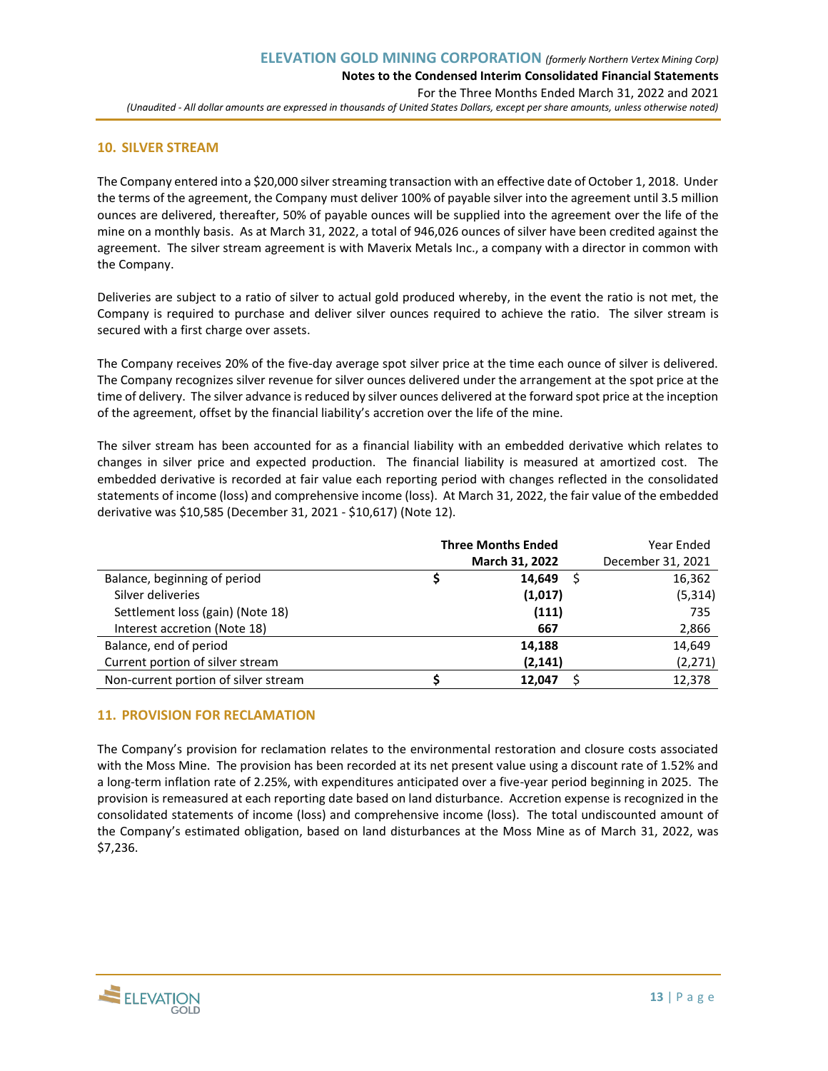## 10. SILVER STREAM

The Company entered into a $20,000 silver streaming transaction with an effective date of October 1, 2018. Under the terms of the agreement, the Company must deliver 100% of payable silver into the agreement until 3.5 million ounces are delivered, thereafter, 50% of payable ounces will be supplied into the agreement over the life of the mine on a monthly basis. As at March 31, 2022, a total of 946,026 ounces of silver have been credited against the agreement. The silver stream agreement is with Maverix Metals Inc., a company with a director in common with the Company.

Deliveries are subject to a ratio of silver to actual gold produced whereby, in the event the ratio is not met, the Company is required to purchase and deliver silver ounces required to achieve the ratio. The silver stream is secured with a first charge over assets.

The Company receives 20% of the five-day average spot silver price at the time each ounce of silver is delivered. The Company recognizes silver revenue for silver ounces delivered under the arrangement at the spot price at the time of delivery. The silver advance is reduced by silver ounces delivered at the forward spot price at the inception of the agreement, offset by the financial liability's accretion over the life of the mine.

The silver stream has been accounted for as a financial liability with an embedded derivative which relates to changes in silver price and expected production. The financial liability is measured at amortized cost. The embedded derivative is recorded at fair value each reporting period with changes reflected in the consolidated statements of income (loss) and comprehensive income (loss). At March 31, 2022, the fair value of the embedded derivative was $10,585 (December 31, 2021 - $10,617) (Note 12).

| | **Three Months Ended March 31, 2022** | Year Ended December 31, 2021 |
|---|---|---|
| Balance, beginning of period | **$ 14,649** | $ 16,362 |
| Silver deliveries | **(1,017)** | (5,314) |
| Settlement loss (gain) (Note 18) | **(111)** | 735 |
| Interest accretion (Note 18) | **667** | 2,866 |
| Balance, end of period | **14,188** | 14,649 |
| Current portion of silver stream | **(2,141)** | (2,271) |
| Non-current portion of silver stream | **$ 12,047** | $ 12,378 |

## 11. PROVISION FOR RECLAMATION

The Company's provision for reclamation relates to the environmental restoration and closure costs associated with the Moss Mine. The provision has been recorded at its net present value using a discount rate of 1.52% and a long-term inflation rate of 2.25%, with expenditures anticipated over a five-year period beginning in 2025. The provision is remeasured at each reporting date based on land disturbance. Accretion expense is recognized in the consolidated statements of income (loss) and comprehensive income (loss). The total undiscounted amount of the Company's estimated obligation, based on land disturbances at the Moss Mine as of March 31, 2022, was $7,236.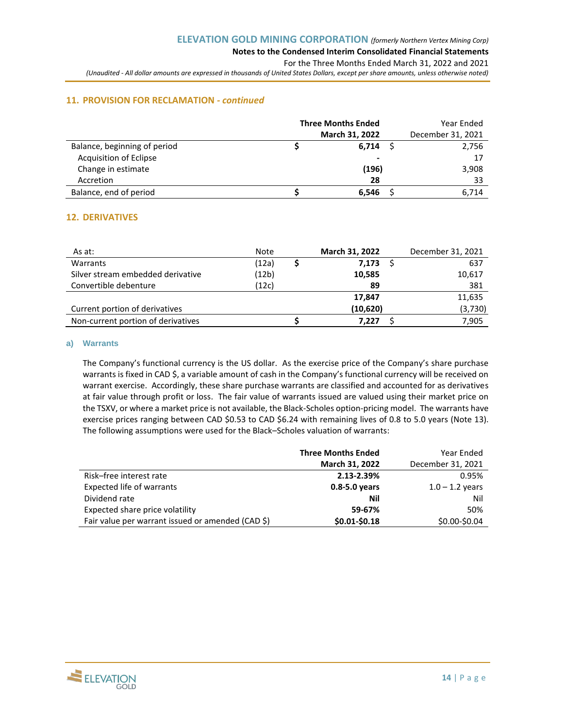## 11. PROVISION FOR RECLAMATION - *continued*

| | Three Months Ended March 31, 2022 | Year Ended December 31, 2021 |
|---|---|---|
| Balance, beginning of period | **$ 6,714** | $ 2,756 |
| Acquisition of Eclipse | **-** | 17 |
| Change in estimate | **(196)** | 3,908 |
| Accretion | **28** | 33 |
| Balance, end of period | **$ 6,546** | $ 6,714 |

## 12. DERIVATIVES

| As at: | Note | March 31, 2022 | December 31, 2021 |
|---|---|---|---|
| Warrants | (12a) | **$ 7,173** | $ 637 |
| Silver stream embedded derivative | (12b) | **10,585** | 10,617 |
| Convertible debenture | (12c) | **89** | 381 |
| | | **17,847** | 11,635 |
| Current portion of derivatives | | **(10,620)** | (3,730) |
| Non-current portion of derivatives | | **$ 7,227** | $ 7,905 |

### a) Warrants

The Company's functional currency is the US dollar. As the exercise price of the Company's share purchase warrants is fixed in CAD $, a variable amount of cash in the Company's functional currency will be received on warrant exercise. Accordingly, these share purchase warrants are classified and accounted for as derivatives at fair value through profit or loss. The fair value of warrants issued are valued using their market price on the TSXV, or where a market price is not available, the Black-Scholes option-pricing model. The warrants have exercise prices ranging between CAD $0.53 to CAD $6.24 with remaining lives of 0.8 to 5.0 years (Note 13). The following assumptions were used for the Black–Scholes valuation of warrants:

| | Three Months Ended March 31, 2022 | Year Ended December 31, 2021 |
|---|---|---|
| Risk–free interest rate | **2.13-2.39%** | 0.95% |
| Expected life of warrants | **0.8-5.0 years** | 1.0 – 1.2 years |
| Dividend rate | **Nil** | Nil |
| Expected share price volatility | **59-67%** | 50% |
| Fair value per warrant issued or amended (CAD $) | **$0.01-$0.18** | $0.00-$0.04 |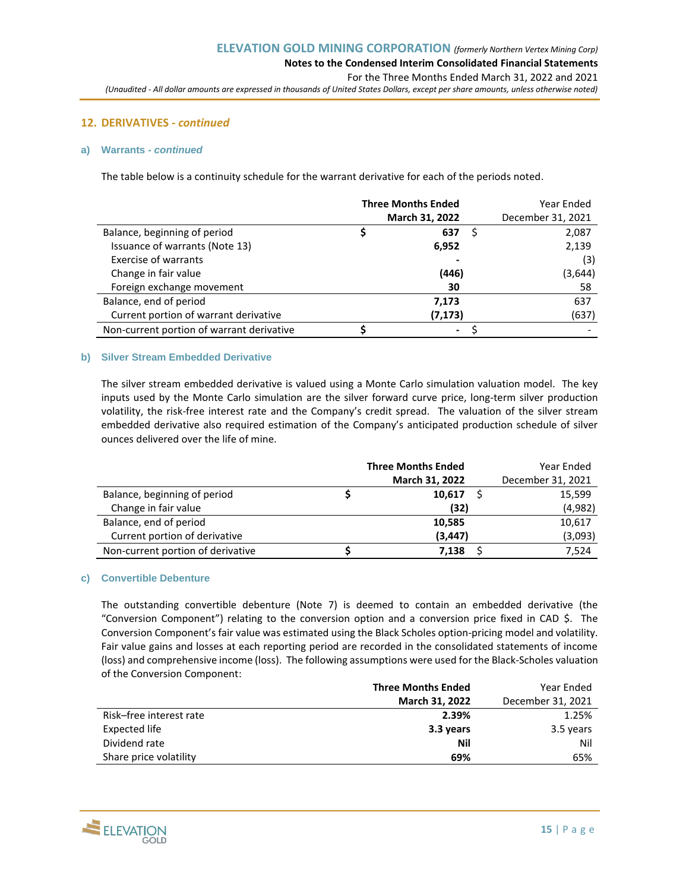## 12. DERIVATIVES - *continued*

### a) Warrants - *continued*

The table below is a continuity schedule for the warrant derivative for each of the periods noted.

| | Three Months Ended March 31, 2022 | Year Ended December 31, 2021 |
|---|---|---|
| Balance, beginning of period | $ **637** | $ 2,087 |
| Issuance of warrants (Note 13) | **6,952** | 2,139 |
| Exercise of warrants | **-** | (3) |
| Change in fair value | **(446)** | (3,644) |
| Foreign exchange movement | **30** | 58 |
| Balance, end of period | **7,173** | 637 |
| Current portion of warrant derivative | **(7,173)** | (637) |
| Non-current portion of warrant derivative | $ **-** | $ - |

### b) Silver Stream Embedded Derivative

The silver stream embedded derivative is valued using a Monte Carlo simulation valuation model. The key inputs used by the Monte Carlo simulation are the silver forward curve price, long-term silver production volatility, the risk-free interest rate and the Company's credit spread. The valuation of the silver stream embedded derivative also required estimation of the Company's anticipated production schedule of silver ounces delivered over the life of mine.

| | Three Months Ended March 31, 2022 | Year Ended December 31, 2021 |
|---|---|---|
| Balance, beginning of period | $ **10,617** | $ 15,599 |
| Change in fair value | **(32)** | (4,982) |
| Balance, end of period | **10,585** | 10,617 |
| Current portion of derivative | **(3,447)** | (3,093) |
| Non-current portion of derivative | $ **7,138** | $ 7,524 |

### c) Convertible Debenture

The outstanding convertible debenture (Note 7) is deemed to contain an embedded derivative (the "Conversion Component") relating to the conversion option and a conversion price fixed in CAD $. The Conversion Component's fair value was estimated using the Black Scholes option-pricing model and volatility. Fair value gains and losses at each reporting period are recorded in the consolidated statements of income (loss) and comprehensive income (loss). The following assumptions were used for the Black-Scholes valuation of the Conversion Component:

| | Three Months Ended March 31, 2022 | Year Ended December 31, 2021 |
|---|---|---|
| Risk–free interest rate | **2.39%** | 1.25% |
| Expected life | **3.3 years** | 3.5 years |
| Dividend rate | **Nil** | Nil |
| Share price volatility | **69%** | 65% |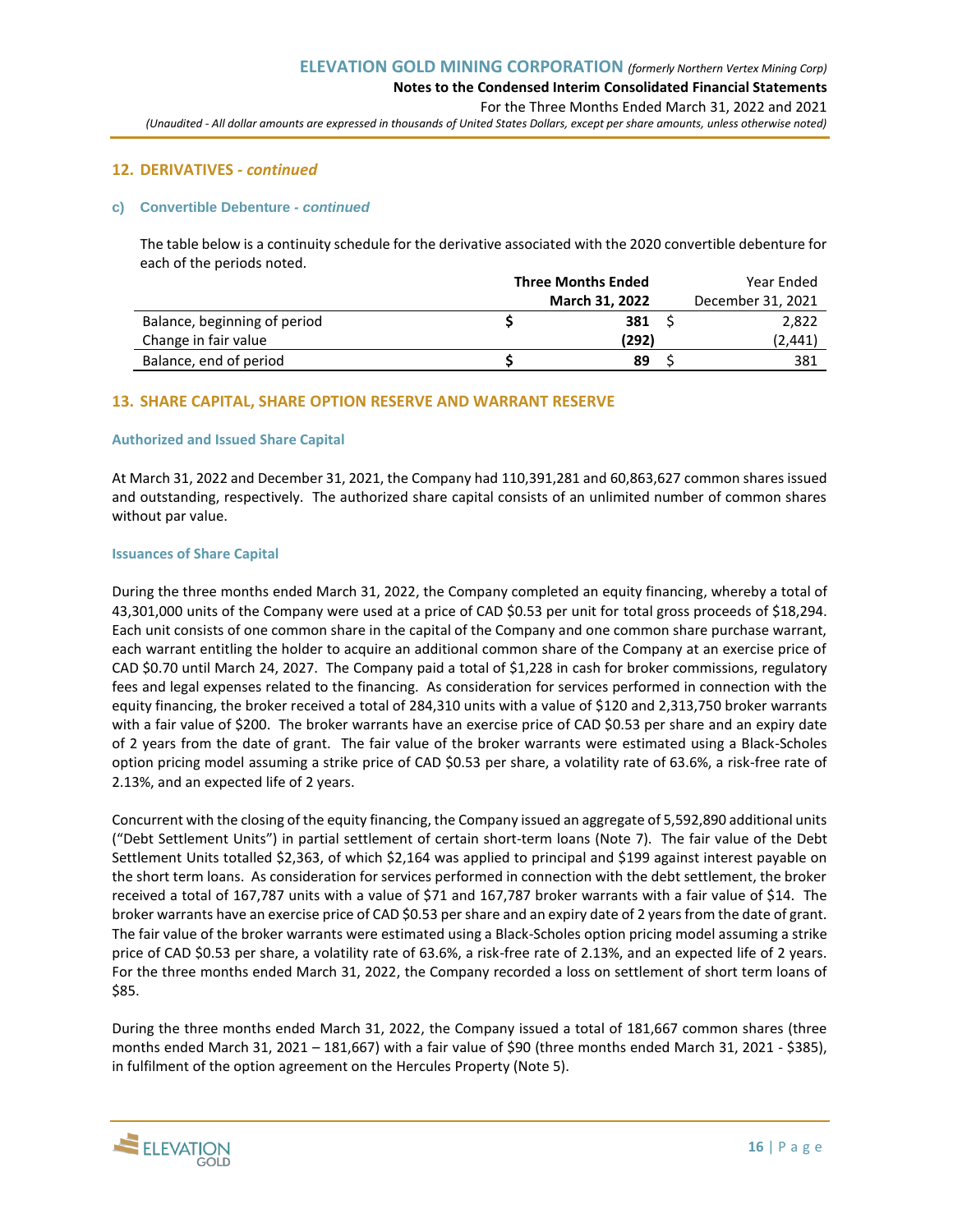## 12. DERIVATIVES - *continued*

### c) Convertible Debenture - *continued*

The table below is a continuity schedule for the derivative associated with the 2020 convertible debenture for each of the periods noted.

| | **Three Months Ended March 31, 2022** | Year Ended December 31, 2021 |
|---|---|---|
| Balance, beginning of period | **$ 381** | $ 2,822 |
| Change in fair value | **(292)** | (2,441) |
| Balance, end of period | **$ 89** | $ 381 |

## 13. SHARE CAPITAL, SHARE OPTION RESERVE AND WARRANT RESERVE

### Authorized and Issued Share Capital

At March 31, 2022 and December 31, 2021, the Company had 110,391,281 and 60,863,627 common shares issued and outstanding, respectively. The authorized share capital consists of an unlimited number of common shares without par value.

### Issuances of Share Capital

During the three months ended March 31, 2022, the Company completed an equity financing, whereby a total of 43,301,000 units of the Company were used at a price of CAD $0.53 per unit for total gross proceeds of $18,294. Each unit consists of one common share in the capital of the Company and one common share purchase warrant, each warrant entitling the holder to acquire an additional common share of the Company at an exercise price of CAD $0.70 until March 24, 2027. The Company paid a total of $1,228 in cash for broker commissions, regulatory fees and legal expenses related to the financing. As consideration for services performed in connection with the equity financing, the broker received a total of 284,310 units with a value of $120 and 2,313,750 broker warrants with a fair value of $200. The broker warrants have an exercise price of CAD $0.53 per share and an expiry date of 2 years from the date of grant. The fair value of the broker warrants were estimated using a Black-Scholes option pricing model assuming a strike price of CAD $0.53 per share, a volatility rate of 63.6%, a risk-free rate of 2.13%, and an expected life of 2 years.

Concurrent with the closing of the equity financing, the Company issued an aggregate of 5,592,890 additional units ("Debt Settlement Units") in partial settlement of certain short-term loans (Note 7). The fair value of the Debt Settlement Units totalled $2,363, of which $2,164 was applied to principal and $199 against interest payable on the short term loans. As consideration for services performed in connection with the debt settlement, the broker received a total of 167,787 units with a value of $71 and 167,787 broker warrants with a fair value of $14. The broker warrants have an exercise price of CAD $0.53 per share and an expiry date of 2 years from the date of grant. The fair value of the broker warrants were estimated using a Black-Scholes option pricing model assuming a strike price of CAD $0.53 per share, a volatility rate of 63.6%, a risk-free rate of 2.13%, and an expected life of 2 years. For the three months ended March 31, 2022, the Company recorded a loss on settlement of short term loans of $85.

During the three months ended March 31, 2022, the Company issued a total of 181,667 common shares (three months ended March 31, 2021 – 181,667) with a fair value of $90 (three months ended March 31, 2021 - $385), in fulfilment of the option agreement on the Hercules Property (Note 5).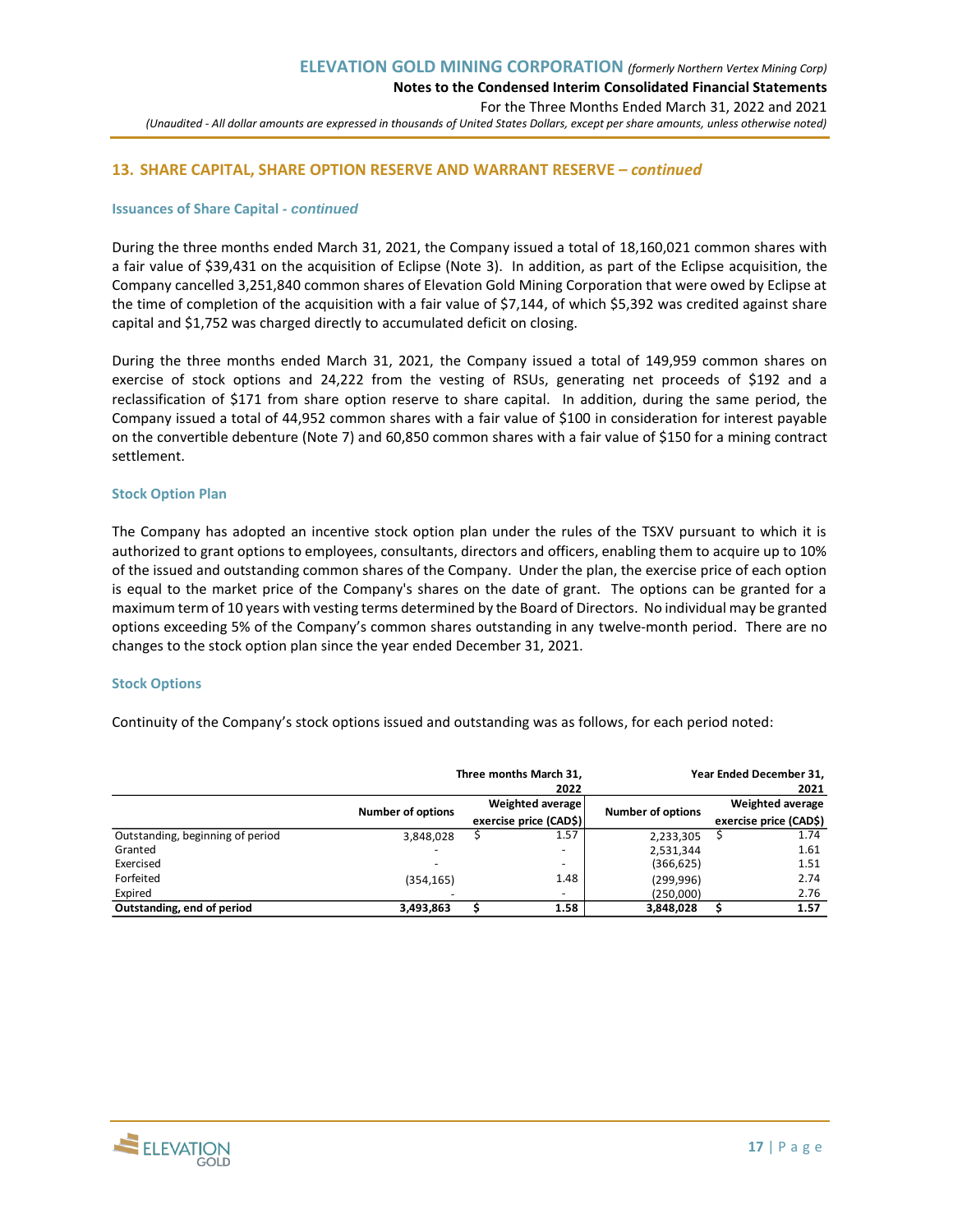## 13. SHARE CAPITAL, SHARE OPTION RESERVE AND WARRANT RESERVE – *continued*

### Issuances of Share Capital - *continued*

During the three months ended March 31, 2021, the Company issued a total of 18,160,021 common shares with a fair value of $39,431 on the acquisition of Eclipse (Note 3). In addition, as part of the Eclipse acquisition, the Company cancelled 3,251,840 common shares of Elevation Gold Mining Corporation that were owed by Eclipse at the time of completion of the acquisition with a fair value of $7,144, of which $5,392 was credited against share capital and $1,752 was charged directly to accumulated deficit on closing.

During the three months ended March 31, 2021, the Company issued a total of 149,959 common shares on exercise of stock options and 24,222 from the vesting of RSUs, generating net proceeds of $192 and a reclassification of $171 from share option reserve to share capital. In addition, during the same period, the Company issued a total of 44,952 common shares with a fair value of $100 in consideration for interest payable on the convertible debenture (Note 7) and 60,850 common shares with a fair value of $150 for a mining contract settlement.

### Stock Option Plan

The Company has adopted an incentive stock option plan under the rules of the TSXV pursuant to which it is authorized to grant options to employees, consultants, directors and officers, enabling them to acquire up to 10% of the issued and outstanding common shares of the Company. Under the plan, the exercise price of each option is equal to the market price of the Company's shares on the date of grant. The options can be granted for a maximum term of 10 years with vesting terms determined by the Board of Directors. No individual may be granted options exceeding 5% of the Company's common shares outstanding in any twelve-month period. There are no changes to the stock option plan since the year ended December 31, 2021.

### Stock Options

Continuity of the Company's stock options issued and outstanding was as follows, for each period noted:

| | Three months March 31, 2022 | | Year Ended December 31, 2021 | |
|---|---|---|---|---|
| | Number of options | Weighted average exercise price (CAD$) | Number of options | Weighted average exercise price (CAD$) |
| Outstanding, beginning of period | 3,848,028 | $ 1.57 | 2,233,305 | $ 1.74 |
| Granted | - | - | 2,531,344 | 1.61 |
| Exercised | - | - | (366,625) | 1.51 |
| Forfeited | (354,165) | 1.48 | (299,996) | 2.74 |
| Expired | - | - | (250,000) | 2.76 |
| **Outstanding, end of period** | **3,493,863** | **$ 1.58** | **3,848,028** | **$ 1.57** |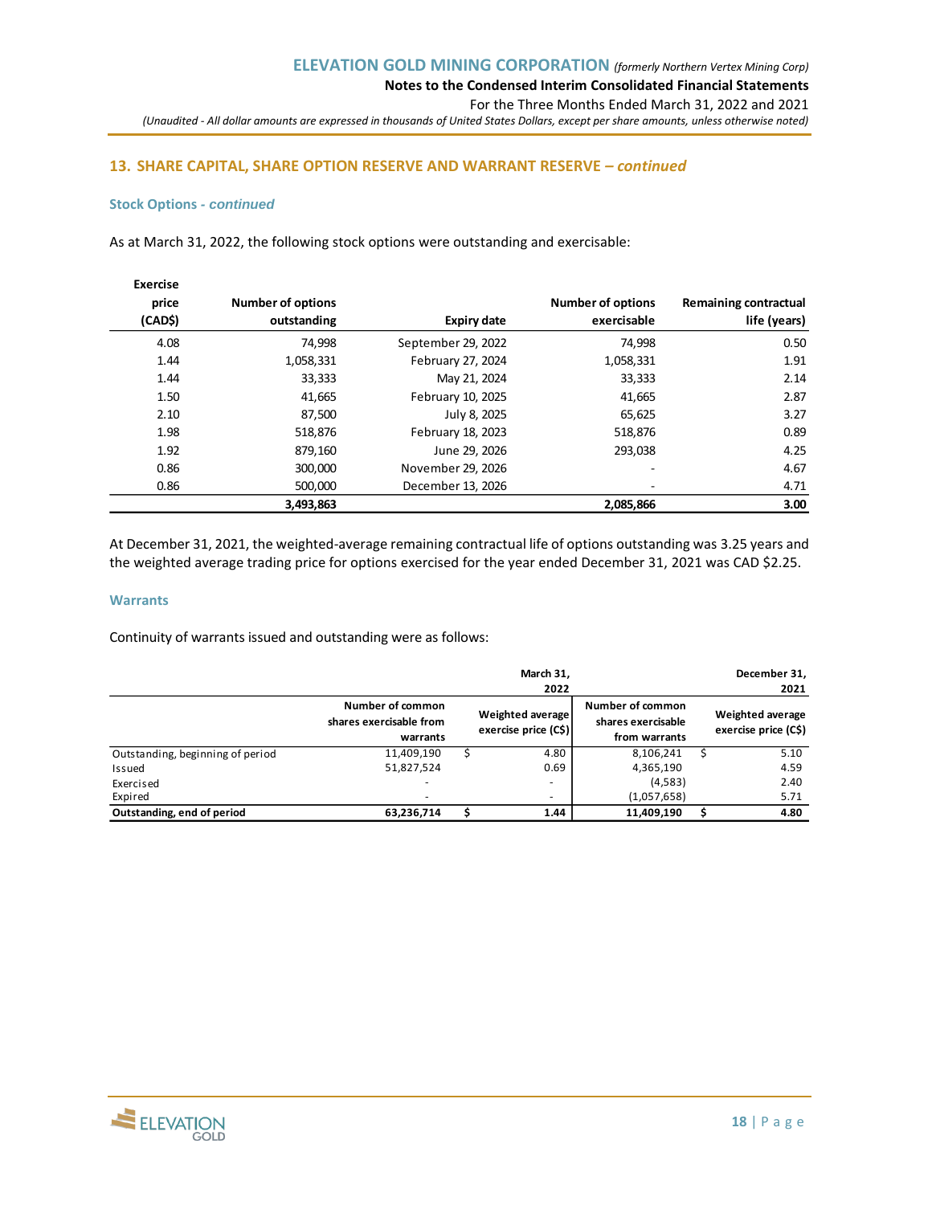## 13. SHARE CAPITAL, SHARE OPTION RESERVE AND WARRANT RESERVE – *continued*

### Stock Options - *continued*

As at March 31, 2022, the following stock options were outstanding and exercisable:

| Exercise price (CAD$) | Number of options outstanding | Expiry date | Number of options exercisable | Remaining contractual life (years) |
|---|---|---|---|---|
| 4.08 | 74,998 | September 29, 2022 | 74,998 | 0.50 |
| 1.44 | 1,058,331 | February 27, 2024 | 1,058,331 | 1.91 |
| 1.44 | 33,333 | May 21, 2024 | 33,333 | 2.14 |
| 1.50 | 41,665 | February 10, 2025 | 41,665 | 2.87 |
| 2.10 | 87,500 | July 8, 2025 | 65,625 | 3.27 |
| 1.98 | 518,876 | February 18, 2023 | 518,876 | 0.89 |
| 1.92 | 879,160 | June 29, 2026 | 293,038 | 4.25 |
| 0.86 | 300,000 | November 29, 2026 | - | 4.67 |
| 0.86 | 500,000 | December 13, 2026 | - | 4.71 |
| | **3,493,863** | | **2,085,866** | **3.00** |

At December 31, 2021, the weighted-average remaining contractual life of options outstanding was 3.25 years and the weighted average trading price for options exercised for the year ended December 31, 2021 was CAD $2.25.

### Warrants

Continuity of warrants issued and outstanding were as follows:

| | | March 31, 2022 | | December 31, 2021 |
|---|---|---|---|---|
| | Number of common shares exercisable from warrants | Weighted average exercise price (C$) | Number of common shares exercisable from warrants | Weighted average exercise price (C$) |
| Outstanding, beginning of period | 11,409,190 | $ 4.80 | 8,106,241 | $ 5.10 |
| Issued | 51,827,524 | 0.69 | 4,365,190 | 4.59 |
| Exercised | - | - | (4,583) | 2.40 |
| Expired | - | - | (1,057,658) | 5.71 |
| **Outstanding, end of period** | **63,236,714** | **$ 1.44** | **11,409,190** | **$ 4.80** |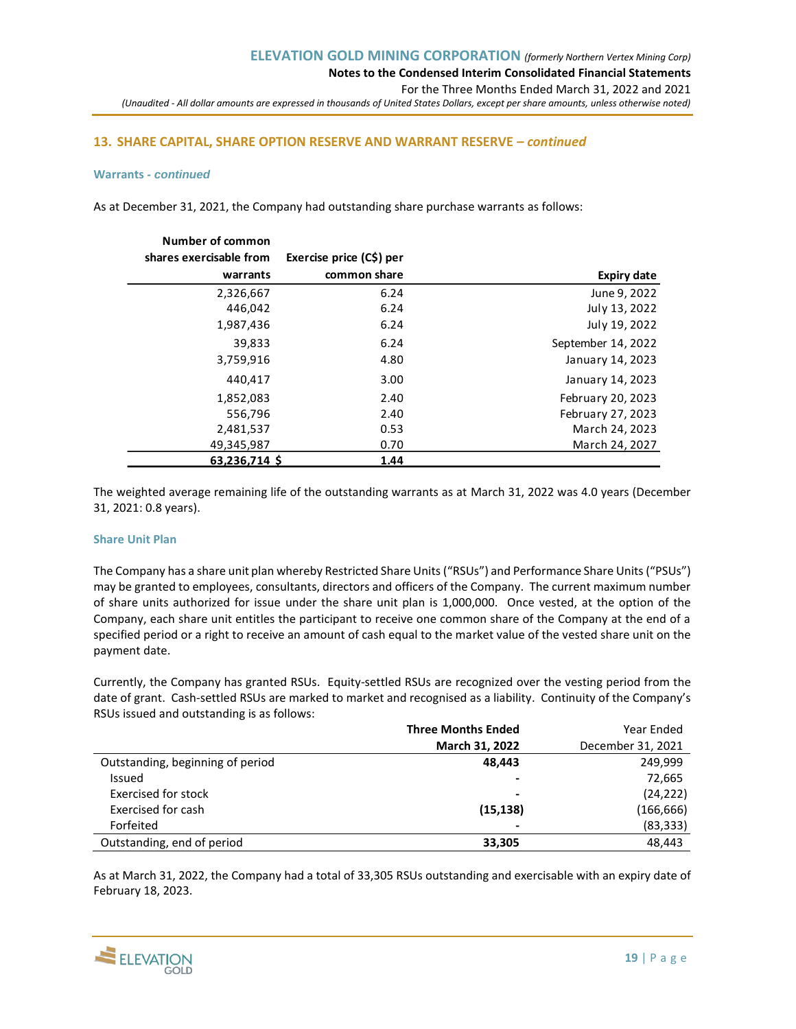## 13. SHARE CAPITAL, SHARE OPTION RESERVE AND WARRANT RESERVE – *continued*

### Warrants - *continued*

As at December 31, 2021, the Company had outstanding share purchase warrants as follows:

| Number of common shares exercisable from warrants | Exercise price (C$) per common share | Expiry date |
|---|---|---|
| 2,326,667 | 6.24 | June 9, 2022 |
| 446,042 | 6.24 | July 13, 2022 |
| 1,987,436 | 6.24 | July 19, 2022 |
| 39,833 | 6.24 | September 14, 2022 |
| 3,759,916 | 4.80 | January 14, 2023 |
| 440,417 | 3.00 | January 14, 2023 |
| 1,852,083 | 2.40 | February 20, 2023 |
| 556,796 | 2.40 | February 27, 2023 |
| 2,481,537 | 0.53 | March 24, 2023 |
| 49,345,987 | 0.70 | March 24, 2027 |
| **63,236,714 $** | **1.44** | |

The weighted average remaining life of the outstanding warrants as at March 31, 2022 was 4.0 years (December 31, 2021: 0.8 years).

### Share Unit Plan

The Company has a share unit plan whereby Restricted Share Units ("RSUs") and Performance Share Units ("PSUs") may be granted to employees, consultants, directors and officers of the Company. The current maximum number of share units authorized for issue under the share unit plan is 1,000,000. Once vested, at the option of the Company, each share unit entitles the participant to receive one common share of the Company at the end of a specified period or a right to receive an amount of cash equal to the market value of the vested share unit on the payment date.

Currently, the Company has granted RSUs. Equity-settled RSUs are recognized over the vesting period from the date of grant. Cash-settled RSUs are marked to market and recognised as a liability. Continuity of the Company's RSUs issued and outstanding is as follows:

| | Three Months Ended March 31, 2022 | Year Ended December 31, 2021 |
|---|---|---|
| Outstanding, beginning of period | **48,443** | 249,999 |
| Issued | **-** | 72,665 |
| Exercised for stock | **-** | (24,222) |
| Exercised for cash | **(15,138)** | (166,666) |
| Forfeited | **-** | (83,333) |
| Outstanding, end of period | **33,305** | 48,443 |

As at March 31, 2022, the Company had a total of 33,305 RSUs outstanding and exercisable with an expiry date of February 18, 2023.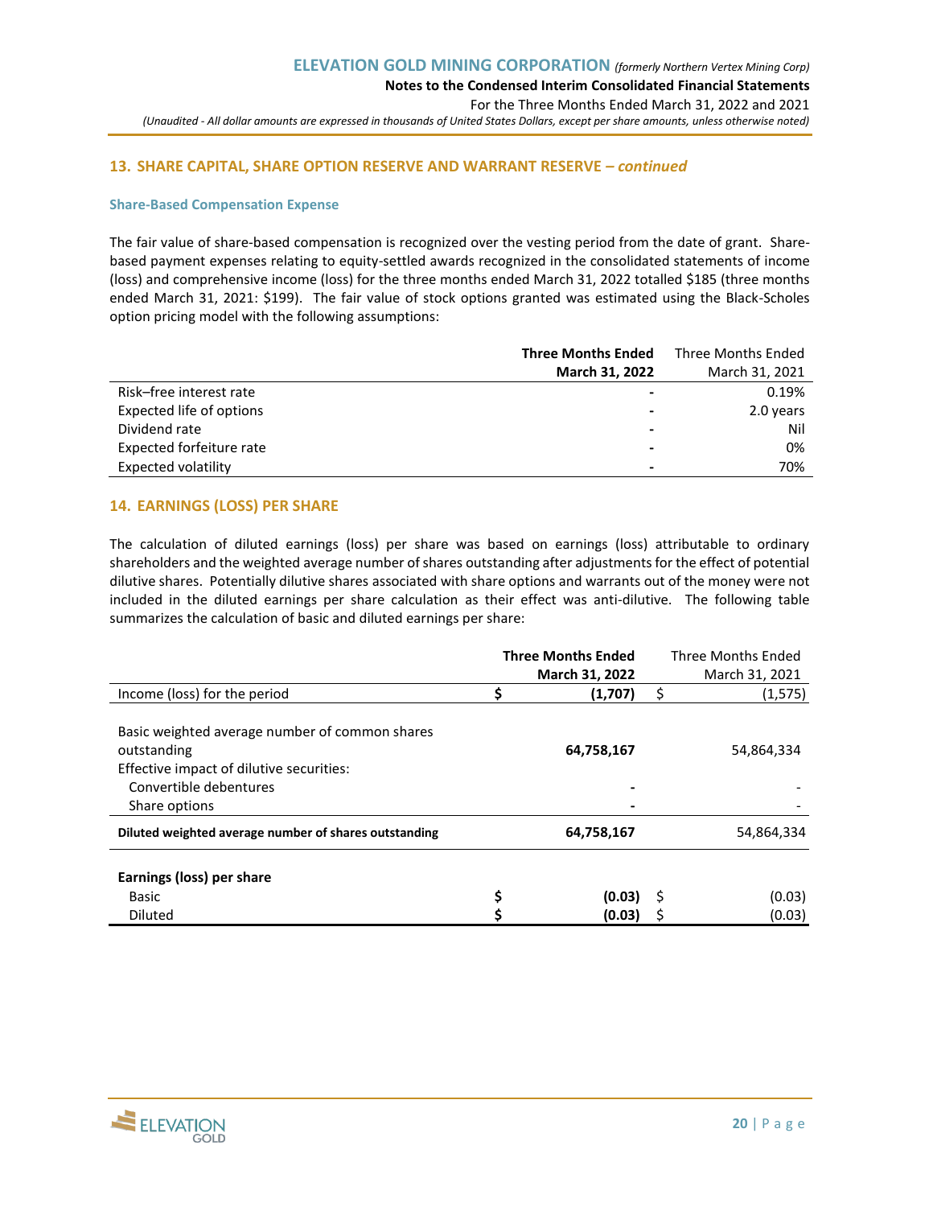## 13. SHARE CAPITAL, SHARE OPTION RESERVE AND WARRANT RESERVE – *continued*

### Share-Based Compensation Expense

The fair value of share-based compensation is recognized over the vesting period from the date of grant. Share-based payment expenses relating to equity-settled awards recognized in the consolidated statements of income (loss) and comprehensive income (loss) for the three months ended March 31, 2022 totalled $185 (three months ended March 31, 2021: $199). The fair value of stock options granted was estimated using the Black-Scholes option pricing model with the following assumptions:

| | **Three Months Ended March 31, 2022** | Three Months Ended March 31, 2021 |
|---|---|---|
| Risk–free interest rate | **-** | 0.19% |
| Expected life of options | **-** | 2.0 years |
| Dividend rate | **-** | Nil |
| Expected forfeiture rate | **-** | 0% |
| Expected volatility | **-** | 70% |

## 14. EARNINGS (LOSS) PER SHARE

The calculation of diluted earnings (loss) per share was based on earnings (loss) attributable to ordinary shareholders and the weighted average number of shares outstanding after adjustments for the effect of potential dilutive shares. Potentially dilutive shares associated with share options and warrants out of the money were not included in the diluted earnings per share calculation as their effect was anti-dilutive. The following table summarizes the calculation of basic and diluted earnings per share:

| | **Three Months Ended March 31, 2022** | Three Months Ended March 31, 2021 |
|---|---|---|
| Income (loss) for the period | **$ (1,707)** | $ (1,575) |
| Basic weighted average number of common shares outstanding | **64,758,167** | 54,864,334 |
| Effective impact of dilutive securities: | | |
| Convertible debentures | **-** | - |
| Share options | **-** | - |
| **Diluted weighted average number of shares outstanding** | **64,758,167** | 54,864,334 |
| **Earnings (loss) per share** | | |
| Basic | **$ (0.03)** | $ (0.03) |
| Diluted | **$ (0.03)** | $ (0.03) |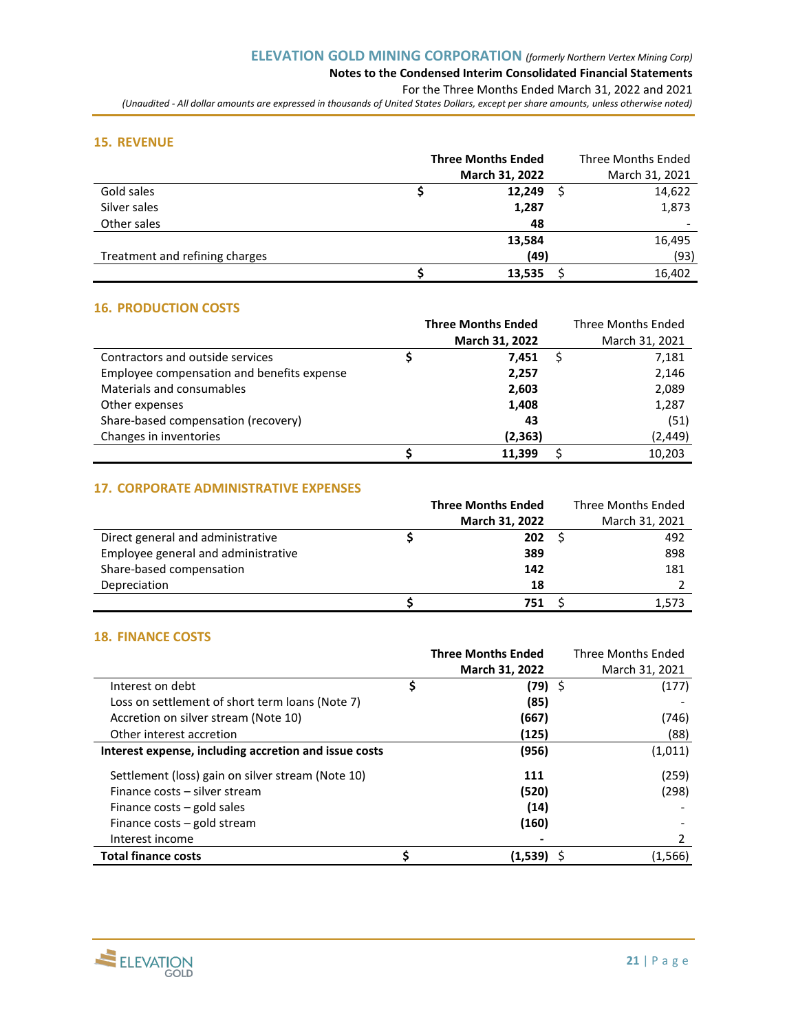## 15. REVENUE

| | Three Months Ended March 31, 2022 | Three Months Ended March 31, 2021 |
|---|---|---|
| Gold sales | $ 12,249 | $ 14,622 |
| Silver sales | 1,287 | 1,873 |
| Other sales | 48 | - |
| | 13,584 | 16,495 |
| Treatment and refining charges | (49) | (93) |
| | $ 13,535 | $ 16,402 |

## 16. PRODUCTION COSTS

| | Three Months Ended March 31, 2022 | Three Months Ended March 31, 2021 |
|---|---|---|
| Contractors and outside services | $ 7,451 | $ 7,181 |
| Employee compensation and benefits expense | 2,257 | 2,146 |
| Materials and consumables | 2,603 | 2,089 |
| Other expenses | 1,408 | 1,287 |
| Share-based compensation (recovery) | 43 | (51) |
| Changes in inventories | (2,363) | (2,449) |
| | $ 11,399 | $ 10,203 |

## 17. CORPORATE ADMINISTRATIVE EXPENSES

| | Three Months Ended March 31, 2022 | Three Months Ended March 31, 2021 |
|---|---|---|
| Direct general and administrative | $ 202 | $ 492 |
| Employee general and administrative | 389 | 898 |
| Share-based compensation | 142 | 181 |
| Depreciation | 18 | 2 |
| | $ 751 | $ 1,573 |

## 18. FINANCE COSTS

| | Three Months Ended March 31, 2022 | Three Months Ended March 31, 2021 |
|---|---|---|
| Interest on debt | $ (79) | $ (177) |
| Loss on settlement of short term loans (Note 7) | (85) | - |
| Accretion on silver stream (Note 10) | (667) | (746) |
| Other interest accretion | (125) | (88) |
| **Interest expense, including accretion and issue costs** | (956) | (1,011) |
| Settlement (loss) gain on silver stream (Note 10) | 111 | (259) |
| Finance costs – silver stream | (520) | (298) |
| Finance costs – gold sales | (14) | - |
| Finance costs – gold stream | (160) | - |
| Interest income | - | 2 |
| **Total finance costs** | $ (1,539) | $ (1,566) |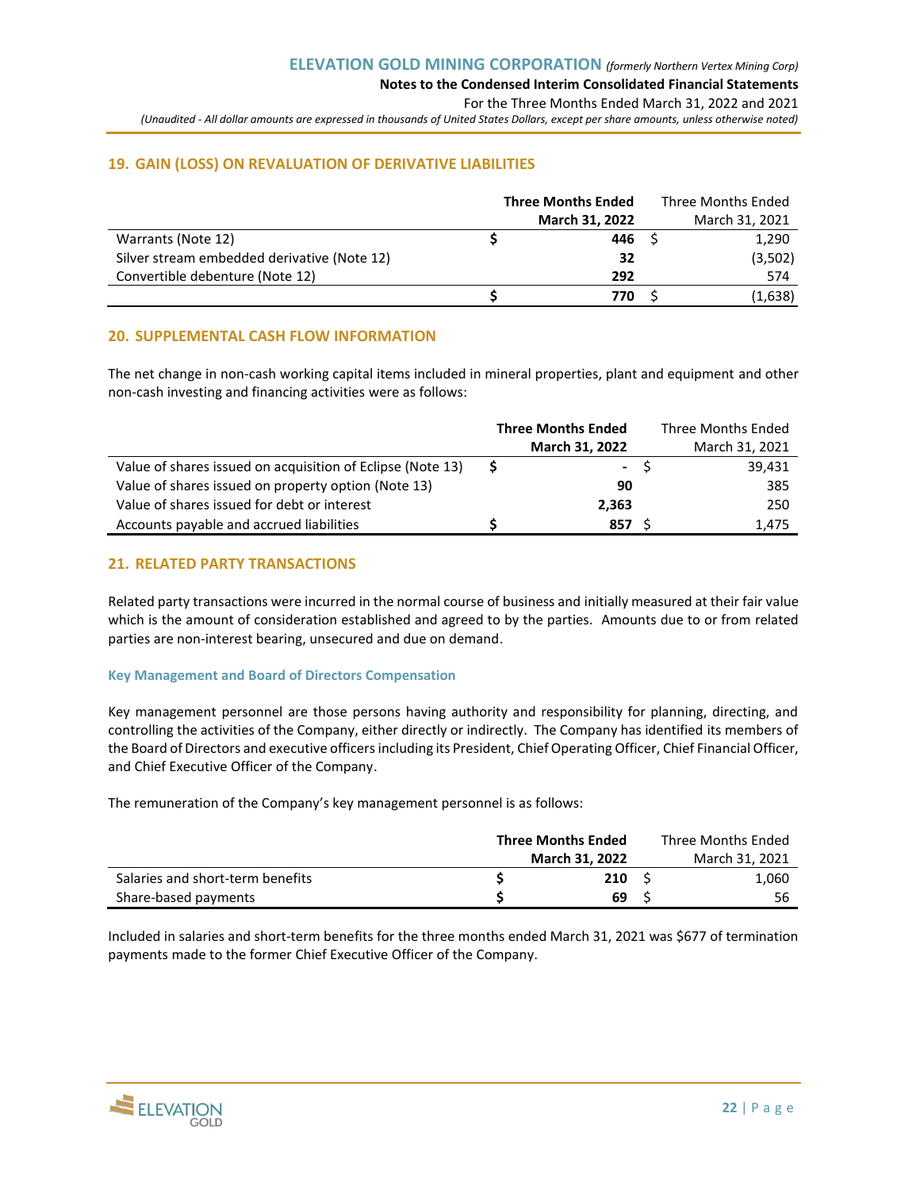## 19. GAIN (LOSS) ON REVALUATION OF DERIVATIVE LIABILITIES

| | **Three Months Ended March 31, 2022** | Three Months Ended March 31, 2021 |
|---|---|---|
| Warrants (Note 12) | **$ 446** | $ 1,290 |
| Silver stream embedded derivative (Note 12) | **32** | (3,502) |
| Convertible debenture (Note 12) | **292** | 574 |
| | **$ 770** | $ (1,638) |

## 20. SUPPLEMENTAL CASH FLOW INFORMATION

The net change in non-cash working capital items included in mineral properties, plant and equipment and other non-cash investing and financing activities were as follows:

| | **Three Months Ended March 31, 2022** | Three Months Ended March 31, 2021 |
|---|---|---|
| Value of shares issued on acquisition of Eclipse (Note 13) | **$ -** | $ 39,431 |
| Value of shares issued on property option (Note 13) | **90** | 385 |
| Value of shares issued for debt or interest | **2,363** | 250 |
| Accounts payable and accrued liabilities | **$ 857** | $ 1,475 |

## 21. RELATED PARTY TRANSACTIONS

Related party transactions were incurred in the normal course of business and initially measured at their fair value which is the amount of consideration established and agreed to by the parties. Amounts due to or from related parties are non-interest bearing, unsecured and due on demand.

### Key Management and Board of Directors Compensation

Key management personnel are those persons having authority and responsibility for planning, directing, and controlling the activities of the Company, either directly or indirectly. The Company has identified its members of the Board of Directors and executive officers including its President, Chief Operating Officer, Chief Financial Officer, and Chief Executive Officer of the Company.

The remuneration of the Company's key management personnel is as follows:

| | **Three Months Ended March 31, 2022** | Three Months Ended March 31, 2021 |
|---|---|---|
| Salaries and short-term benefits | **$ 210** | $ 1,060 |
| Share-based payments | **$ 69** | $ 56 |

Included in salaries and short-term benefits for the three months ended March 31, 2021 was $677 of termination payments made to the former Chief Executive Officer of the Company.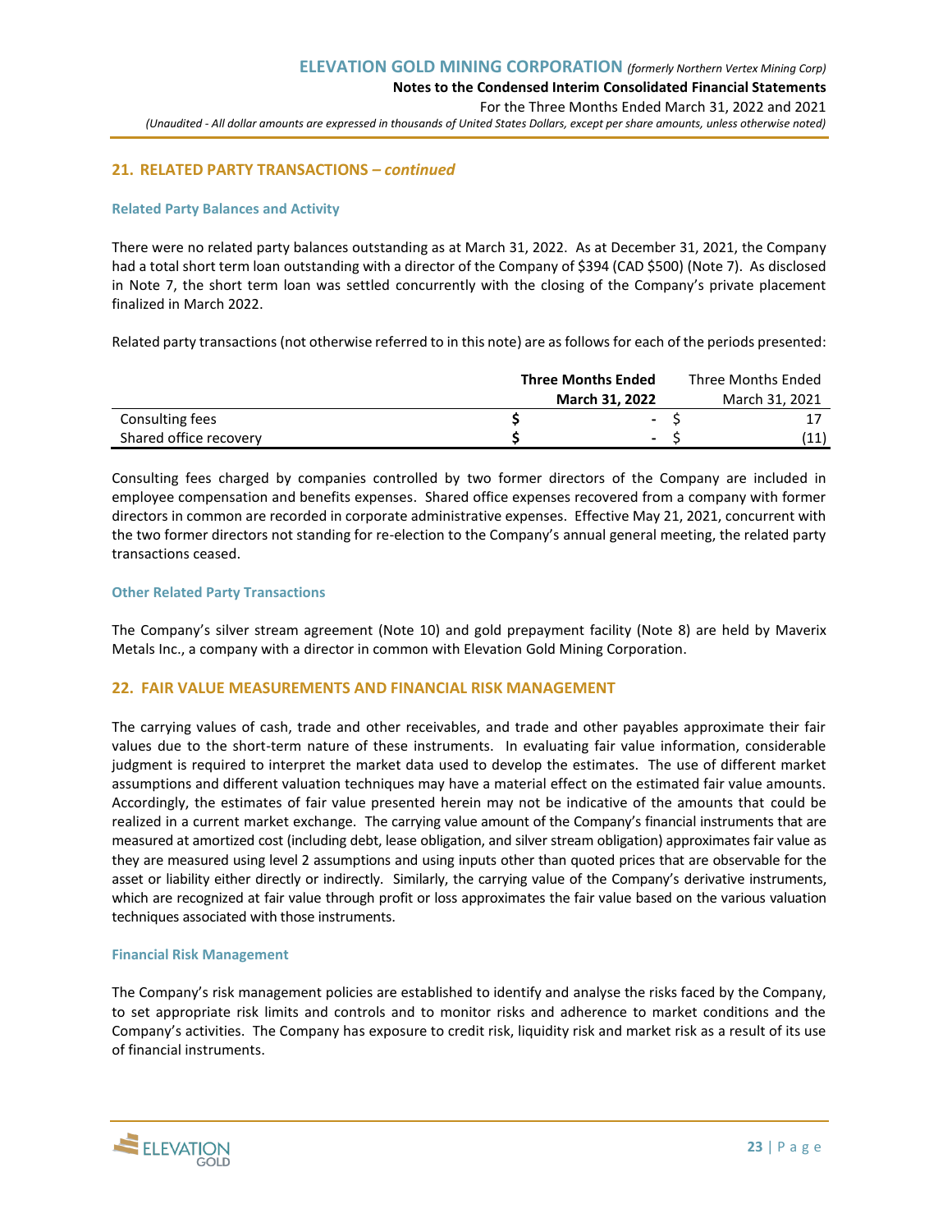## 21. RELATED PARTY TRANSACTIONS – *continued*

### Related Party Balances and Activity

There were no related party balances outstanding as at March 31, 2022. As at December 31, 2021, the Company had a total short term loan outstanding with a director of the Company of $394 (CAD $500) (Note 7). As disclosed in Note 7, the short term loan was settled concurrently with the closing of the Company's private placement finalized in March 2022.

Related party transactions (not otherwise referred to in this note) are as follows for each of the periods presented:

| | **Three Months Ended March 31, 2022** | Three Months Ended March 31, 2021 |
|---|---|---|
| Consulting fees | **$ -** | $ 17 |
| Shared office recovery | **$ -** | $ (11) |

Consulting fees charged by companies controlled by two former directors of the Company are included in employee compensation and benefits expenses. Shared office expenses recovered from a company with former directors in common are recorded in corporate administrative expenses. Effective May 21, 2021, concurrent with the two former directors not standing for re-election to the Company's annual general meeting, the related party transactions ceased.

### Other Related Party Transactions

The Company's silver stream agreement (Note 10) and gold prepayment facility (Note 8) are held by Maverix Metals Inc., a company with a director in common with Elevation Gold Mining Corporation.

## 22. FAIR VALUE MEASUREMENTS AND FINANCIAL RISK MANAGEMENT

The carrying values of cash, trade and other receivables, and trade and other payables approximate their fair values due to the short-term nature of these instruments. In evaluating fair value information, considerable judgment is required to interpret the market data used to develop the estimates. The use of different market assumptions and different valuation techniques may have a material effect on the estimated fair value amounts. Accordingly, the estimates of fair value presented herein may not be indicative of the amounts that could be realized in a current market exchange. The carrying value amount of the Company's financial instruments that are measured at amortized cost (including debt, lease obligation, and silver stream obligation) approximates fair value as they are measured using level 2 assumptions and using inputs other than quoted prices that are observable for the asset or liability either directly or indirectly. Similarly, the carrying value of the Company's derivative instruments, which are recognized at fair value through profit or loss approximates the fair value based on the various valuation techniques associated with those instruments.

### Financial Risk Management

The Company's risk management policies are established to identify and analyse the risks faced by the Company, to set appropriate risk limits and controls and to monitor risks and adherence to market conditions and the Company's activities. The Company has exposure to credit risk, liquidity risk and market risk as a result of its use of financial instruments.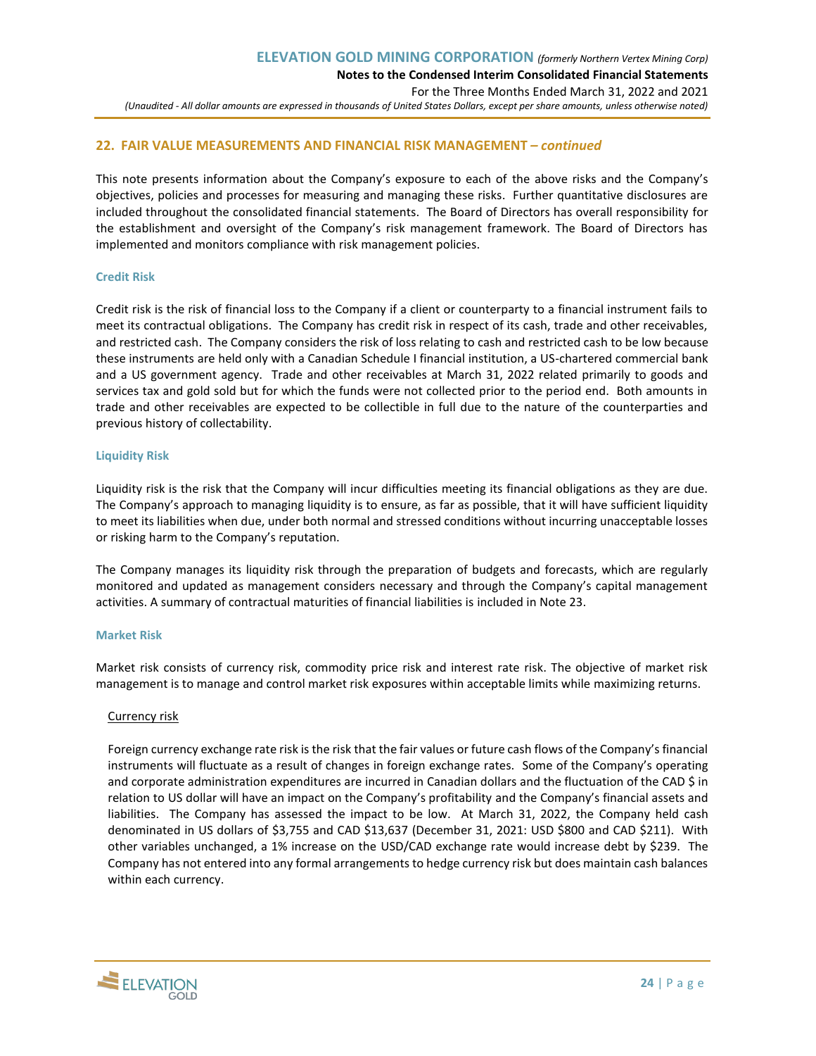## 22. FAIR VALUE MEASUREMENTS AND FINANCIAL RISK MANAGEMENT – *continued*

This note presents information about the Company's exposure to each of the above risks and the Company's objectives, policies and processes for measuring and managing these risks. Further quantitative disclosures are included throughout the consolidated financial statements. The Board of Directors has overall responsibility for the establishment and oversight of the Company's risk management framework. The Board of Directors has implemented and monitors compliance with risk management policies.

### Credit Risk

Credit risk is the risk of financial loss to the Company if a client or counterparty to a financial instrument fails to meet its contractual obligations. The Company has credit risk in respect of its cash, trade and other receivables, and restricted cash. The Company considers the risk of loss relating to cash and restricted cash to be low because these instruments are held only with a Canadian Schedule I financial institution, a US-chartered commercial bank and a US government agency. Trade and other receivables at March 31, 2022 related primarily to goods and services tax and gold sold but for which the funds were not collected prior to the period end. Both amounts in trade and other receivables are expected to be collectible in full due to the nature of the counterparties and previous history of collectability.

### Liquidity Risk

Liquidity risk is the risk that the Company will incur difficulties meeting its financial obligations as they are due. The Company's approach to managing liquidity is to ensure, as far as possible, that it will have sufficient liquidity to meet its liabilities when due, under both normal and stressed conditions without incurring unacceptable losses or risking harm to the Company's reputation.

The Company manages its liquidity risk through the preparation of budgets and forecasts, which are regularly monitored and updated as management considers necessary and through the Company's capital management activities. A summary of contractual maturities of financial liabilities is included in Note 23.

### Market Risk

Market risk consists of currency risk, commodity price risk and interest rate risk. The objective of market risk management is to manage and control market risk exposures within acceptable limits while maximizing returns.

Currency risk

Foreign currency exchange rate risk is the risk that the fair values or future cash flows of the Company's financial instruments will fluctuate as a result of changes in foreign exchange rates. Some of the Company's operating and corporate administration expenditures are incurred in Canadian dollars and the fluctuation of the CAD $ in relation to US dollar will have an impact on the Company's profitability and the Company's financial assets and liabilities. The Company has assessed the impact to be low. At March 31, 2022, the Company held cash denominated in US dollars of $3,755 and CAD $13,637 (December 31, 2021: USD $800 and CAD $211). With other variables unchanged, a 1% increase on the USD/CAD exchange rate would increase debt by $239. The Company has not entered into any formal arrangements to hedge currency risk but does maintain cash balances within each currency.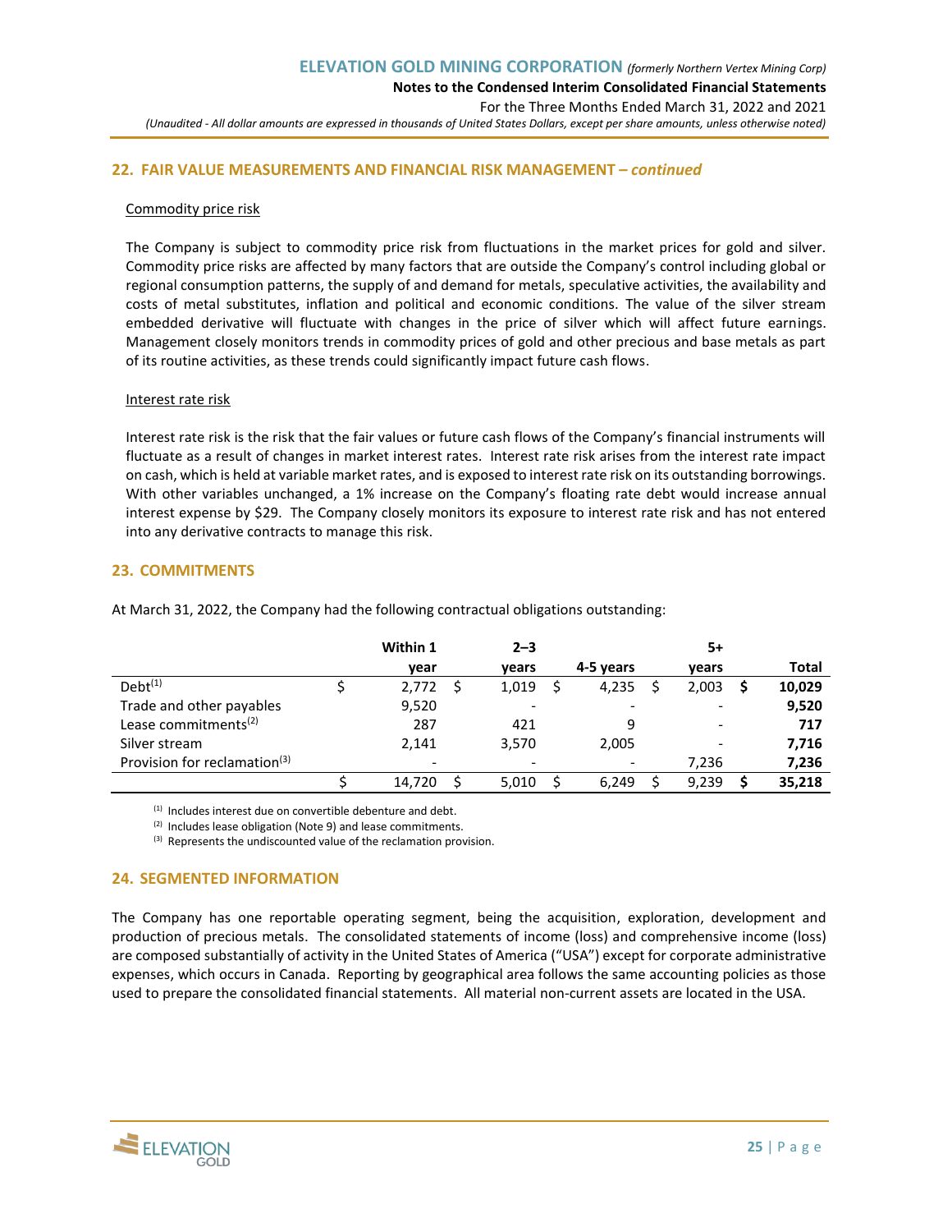## 22. FAIR VALUE MEASUREMENTS AND FINANCIAL RISK MANAGEMENT – *continued*

Commodity price risk

The Company is subject to commodity price risk from fluctuations in the market prices for gold and silver. Commodity price risks are affected by many factors that are outside the Company's control including global or regional consumption patterns, the supply of and demand for metals, speculative activities, the availability and costs of metal substitutes, inflation and political and economic conditions. The value of the silver stream embedded derivative will fluctuate with changes in the price of silver which will affect future earnings. Management closely monitors trends in commodity prices of gold and other precious and base metals as part of its routine activities, as these trends could significantly impact future cash flows.

Interest rate risk

Interest rate risk is the risk that the fair values or future cash flows of the Company's financial instruments will fluctuate as a result of changes in market interest rates. Interest rate risk arises from the interest rate impact on cash, which is held at variable market rates, and is exposed to interest rate risk on its outstanding borrowings. With other variables unchanged, a 1% increase on the Company's floating rate debt would increase annual interest expense by $29. The Company closely monitors its exposure to interest rate risk and has not entered into any derivative contracts to manage this risk.

## 23. COMMITMENTS

At March 31, 2022, the Company had the following contractual obligations outstanding:

| | Within 1 year | 2–3 years | 4-5 years | 5+ years | Total |
|---|---|---|---|---|---|
| Debt[(1)] | $ 2,772 | $ 1,019 | $ 4,235 | $ 2,003 | **$ 10,029** |
| Trade and other payables | 9,520 | - | - | - | **9,520** |
| Lease commitments[(2)] | 287 | 421 | 9 | - | **717** |
| Silver stream | 2,141 | 3,570 | 2,005 | - | **7,716** |
| Provision for reclamation[(3)] | - | - | - | 7,236 | **7,236** |
| | $ 14,720 | $ 5,010 | $ 6,249 | $ 9,239 | **$ 35,218** |

(1) Includes interest due on convertible debenture and debt.
(2) Includes lease obligation (Note 9) and lease commitments.
(3) Represents the undiscounted value of the reclamation provision.

## 24. SEGMENTED INFORMATION

The Company has one reportable operating segment, being the acquisition, exploration, development and production of precious metals. The consolidated statements of income (loss) and comprehensive income (loss) are composed substantially of activity in the United States of America ("USA") except for corporate administrative expenses, which occurs in Canada. Reporting by geographical area follows the same accounting policies as those used to prepare the consolidated financial statements. All material non-current assets are located in the USA.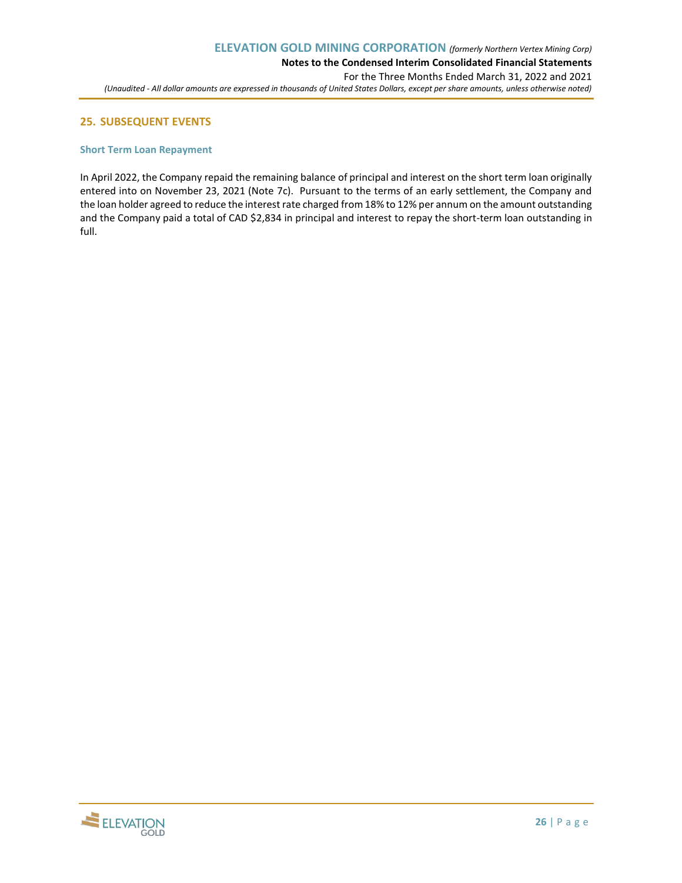## 25. SUBSEQUENT EVENTS

### Short Term Loan Repayment

In April 2022, the Company repaid the remaining balance of principal and interest on the short term loan originally entered into on November 23, 2021 (Note 7c). Pursuant to the terms of an early settlement, the Company and the loan holder agreed to reduce the interest rate charged from 18% to 12% per annum on the amount outstanding and the Company paid a total of CAD $2,834 in principal and interest to repay the short-term loan outstanding in full.